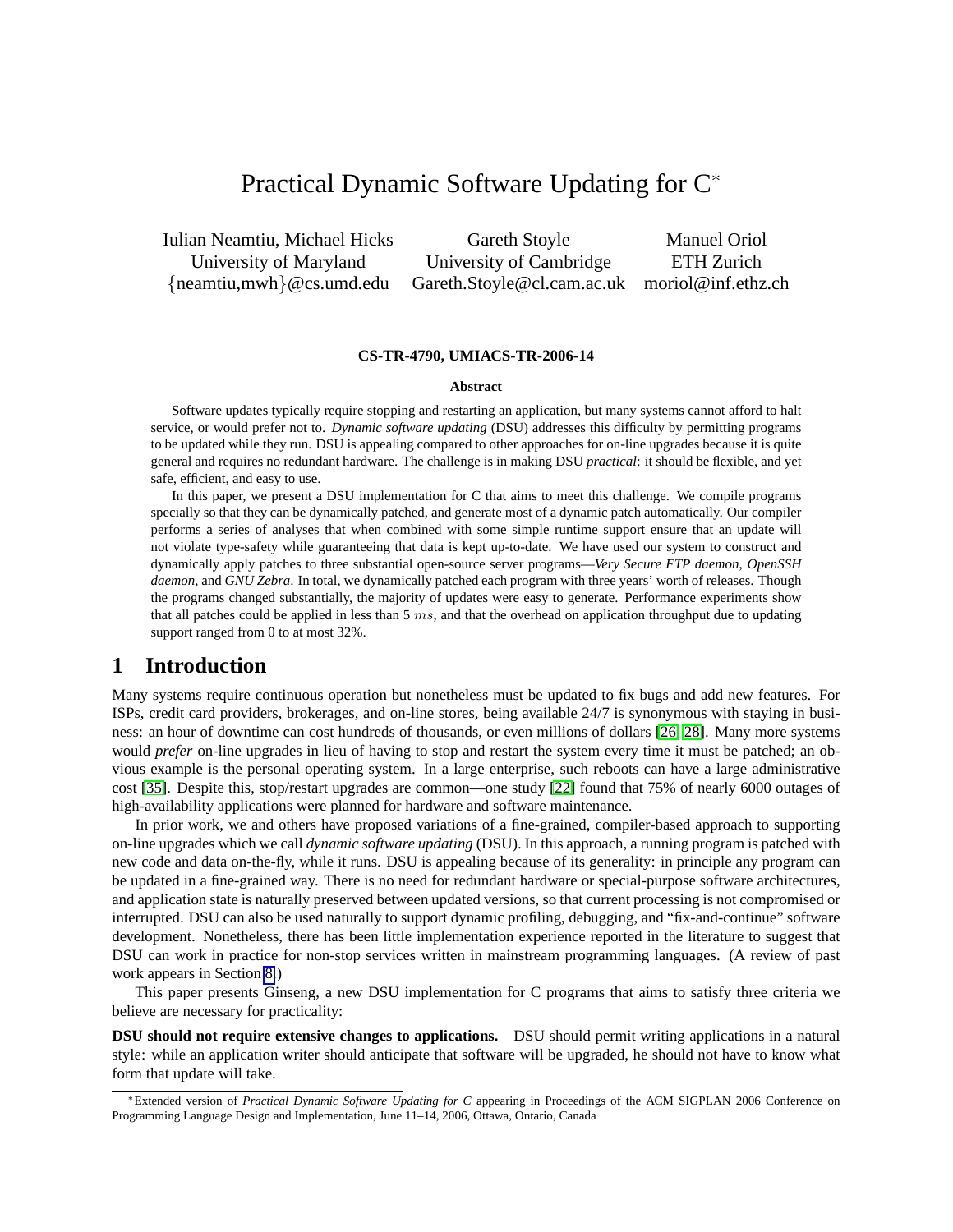# Practical Dynamic Software Updating for C*

Iulian Neamtiu, Michael Hicks
University of Maryland
{neamtiu,mwh}@cs.umd.edu

Gareth Stoyle
University of Cambridge
Gareth.Stoyle@cl.cam.ac.uk

Manuel Oriol
ETH Zurich
moriol@inf.ethz.ch

**CS-TR-4790, UMIACS-TR-2006-14**

**Abstract**

Software updates typically require stopping and restarting an application, but many systems cannot afford to halt service, or would prefer not to. *Dynamic software updating* (DSU) addresses this difficulty by permitting programs to be updated while they run. DSU is appealing compared to other approaches for on-line upgrades because it is quite general and requires no redundant hardware. The challenge is in making DSU *practical*: it should be flexible, and yet safe, efficient, and easy to use.

In this paper, we present a DSU implementation for C that aims to meet this challenge. We compile programs specially so that they can be dynamically patched, and generate most of a dynamic patch automatically. Our compiler performs a series of analyses that when combined with some simple runtime support ensure that an update will not violate type-safety while guaranteeing that data is kept up-to-date. We have used our system to construct and dynamically apply patches to three substantial open-source server programs—*Very Secure FTP daemon*, *OpenSSH daemon*, and *GNU Zebra*. In total, we dynamically patched each program with three years' worth of releases. Though the programs changed substantially, the majority of updates were easy to generate. Performance experiments show that all patches could be applied in less than 5 $ms$, and that the overhead on application throughput due to updating support ranged from 0 to at most 32%.

## 1 Introduction

Many systems require continuous operation but nonetheless must be updated to fix bugs and add new features. For ISPs, credit card providers, brokerages, and on-line stores, being available 24/7 is synonymous with staying in business: an hour of downtime can cost hundreds of thousands, or even millions of dollars [26, 28]. Many more systems would *prefer* on-line upgrades in lieu of having to stop and restart the system every time it must be patched; an obvious example is the personal operating system. In a large enterprise, such reboots can have a large administrative cost [35]. Despite this, stop/restart upgrades are common—one study [22] found that 75% of nearly 6000 outages of high-availability applications were planned for hardware and software maintenance.

In prior work, we and others have proposed variations of a fine-grained, compiler-based approach to supporting on-line upgrades which we call *dynamic software updating* (DSU). In this approach, a running program is patched with new code and data on-the-fly, while it runs. DSU is appealing because of its generality: in principle any program can be updated in a fine-grained way. There is no need for redundant hardware or special-purpose software architectures, and application state is naturally preserved between updated versions, so that current processing is not compromised or interrupted. DSU can also be used naturally to support dynamic profiling, debugging, and "fix-and-continue" software development. Nonetheless, there has been little implementation experience reported in the literature to suggest that DSU can work in practice for non-stop services written in mainstream programming languages. (A review of past work appears in Section 8.)

This paper presents Ginseng, a new DSU implementation for C programs that aims to satisfy three criteria we believe are necessary for practicality:

**DSU should not require extensive changes to applications.** DSU should permit writing applications in a natural style: while an application writer should anticipate that software will be upgraded, he should not have to know what form that update will take.

*Extended version of *Practical Dynamic Software Updating for C* appearing in Proceedings of the ACM SIGPLAN 2006 Conference on Programming Language Design and Implementation, June 11–14, 2006, Ottawa, Ontario, Canada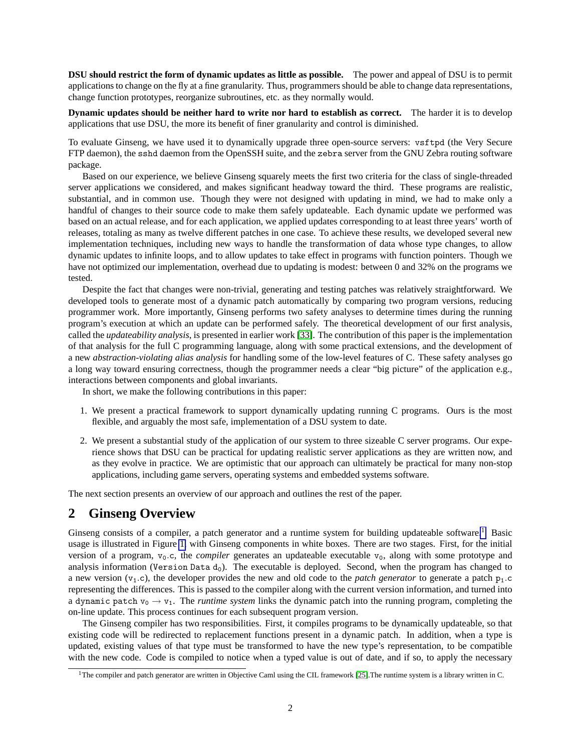**DSU should restrict the form of dynamic updates as little as possible.** The power and appeal of DSU is to permit applications to change on the fly at a fine granularity. Thus, programmers should be able to change data representations, change function prototypes, reorganize subroutines, etc. as they normally would.

**Dynamic updates should be neither hard to write nor hard to establish as correct.** The harder it is to develop applications that use DSU, the more its benefit of finer granularity and control is diminished.

To evaluate Ginseng, we have used it to dynamically upgrade three open-source servers: `vsftpd` (the Very Secure FTP daemon), the `sshd` daemon from the OpenSSH suite, and the `zebra` server from the GNU Zebra routing software package.

Based on our experience, we believe Ginseng squarely meets the first two criteria for the class of single-threaded server applications we considered, and makes significant headway toward the third. These programs are realistic, substantial, and in common use. Though they were not designed with updating in mind, we had to make only a handful of changes to their source code to make them safely updateable. Each dynamic update we performed was based on an actual release, and for each application, we applied updates corresponding to at least three years' worth of releases, totaling as many as twelve different patches in one case. To achieve these results, we developed several new implementation techniques, including new ways to handle the transformation of data whose type changes, to allow dynamic updates to infinite loops, and to allow updates to take effect in programs with function pointers. Though we have not optimized our implementation, overhead due to updating is modest: between 0 and 32% on the programs we tested.

Despite the fact that changes were non-trivial, generating and testing patches was relatively straightforward. We developed tools to generate most of a dynamic patch automatically by comparing two program versions, reducing programmer work. More importantly, Ginseng performs two safety analyses to determine times during the running program's execution at which an update can be performed safely. The theoretical development of our first analysis, called the *updateability analysis*, is presented in earlier work [33]. The contribution of this paper is the implementation of that analysis for the full C programming language, along with some practical extensions, and the development of a new *abstraction-violating alias analysis* for handling some of the low-level features of C. These safety analyses go a long way toward ensuring correctness, though the programmer needs a clear "big picture" of the application e.g., interactions between components and global invariants.

In short, we make the following contributions in this paper:

1. We present a practical framework to support dynamically updating running C programs. Ours is the most flexible, and arguably the most safe, implementation of a DSU system to date.
2. We present a substantial study of the application of our system to three sizeable C server programs. Our experience shows that DSU can be practical for updating realistic server applications as they are written now, and as they evolve in practice. We are optimistic that our approach can ultimately be practical for many non-stop applications, including game servers, operating systems and embedded systems software.

The next section presents an overview of our approach and outlines the rest of the paper.

## 2 Ginseng Overview

Ginseng consists of a compiler, a patch generator and a runtime system for building updateable software.[1] Basic usage is illustrated in Figure 1, with Ginseng components in white boxes. There are two stages. First, for the initial version of a program, $v_0$.c, the *compiler* generates an updateable executable $v_0$, along with some prototype and analysis information (Version Data $d_0$). The executable is deployed. Second, when the program has changed to a new version ($v_1$.c), the developer provides the new and old code to the *patch generator* to generate a patch $p_1$.c representing the differences. This is passed to the compiler along with the current version information, and turned into a dynamic patch $v_0 \rightarrow v_1$. The *runtime system* links the dynamic patch into the running program, completing the on-line update. This process continues for each subsequent program version.

The Ginseng compiler has two responsibilities. First, it compiles programs to be dynamically updateable, so that existing code will be redirected to replacement functions present in a dynamic patch. In addition, when a type is updated, existing values of that type must be transformed to have the new type's representation, to be compatible with the new code. Code is compiled to notice when a typed value is out of date, and if so, to apply the necessary

[1] The compiler and patch generator are written in Objective Caml using the CIL framework [25]. The runtime system is a library written in C.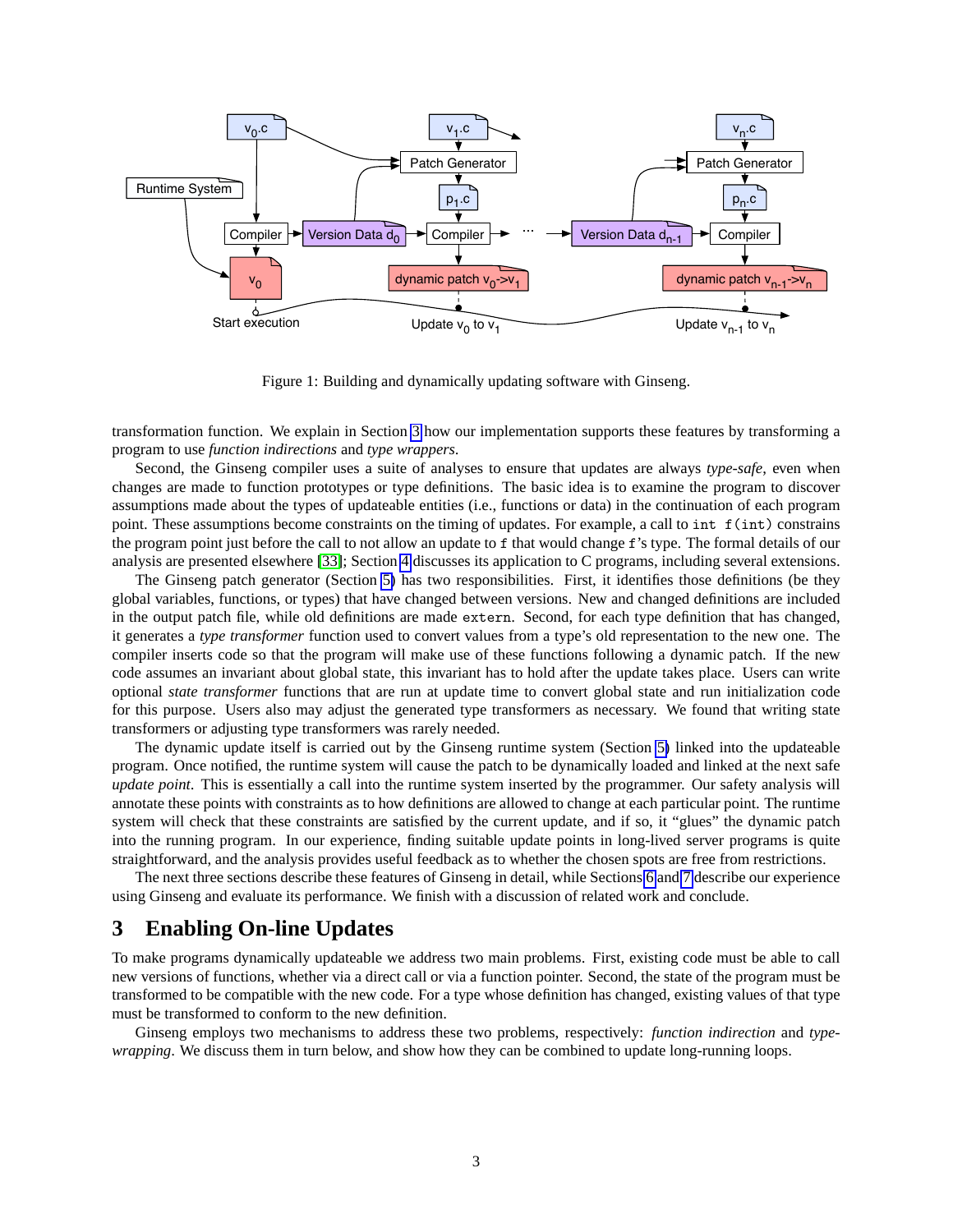Figure 1: Building and dynamically updating software with Ginseng.

transformation function. We explain in Section 3 how our implementation supports these features by transforming a program to use *function indirections* and *type wrappers*.

Second, the Ginseng compiler uses a suite of analyses to ensure that updates are always *type-safe*, even when changes are made to function prototypes or type definitions. The basic idea is to examine the program to discover assumptions made about the types of updateable entities (i.e., functions or data) in the continuation of each program point. These assumptions become constraints on the timing of updates. For example, a call to `int f(int)` constrains the program point just before the call to not allow an update to `f` that would change `f`'s type. The formal details of our analysis are presented elsewhere [33]; Section 4 discusses its application to C programs, including several extensions.

The Ginseng patch generator (Section 5) has two responsibilities. First, it identifies those definitions (be they global variables, functions, or types) that have changed between versions. New and changed definitions are included in the output patch file, while old definitions are made `extern`. Second, for each type definition that has changed, it generates a *type transformer* function used to convert values from a type's old representation to the new one. The compiler inserts code so that the program will make use of these functions following a dynamic patch. If the new code assumes an invariant about global state, this invariant has to hold after the update takes place. Users can write optional *state transformer* functions that are run at update time to convert global state and run initialization code for this purpose. Users also may adjust the generated type transformers as necessary. We found that writing state transformers or adjusting type transformers was rarely needed.

The dynamic update itself is carried out by the Ginseng runtime system (Section 5) linked into the updateable program. Once notified, the runtime system will cause the patch to be dynamically loaded and linked at the next safe *update point*. This is essentially a call into the runtime system inserted by the programmer. Our safety analysis will annotate these points with constraints as to how definitions are allowed to change at each particular point. The runtime system will check that these constraints are satisfied by the current update, and if so, it "glues" the dynamic patch into the running program. In our experience, finding suitable update points in long-lived server programs is quite straightforward, and the analysis provides useful feedback as to whether the chosen spots are free from restrictions.

The next three sections describe these features of Ginseng in detail, while Sections 6 and 7 describe our experience using Ginseng and evaluate its performance. We finish with a discussion of related work and conclude.

## 3 Enabling On-line Updates

To make programs dynamically updateable we address two main problems. First, existing code must be able to call new versions of functions, whether via a direct call or via a function pointer. Second, the state of the program must be transformed to be compatible with the new code. For a type whose definition has changed, existing values of that type must be transformed to conform to the new definition.

Ginseng employs two mechanisms to address these two problems, respectively: *function indirection* and *type-wrapping*. We discuss them in turn below, and show how they can be combined to update long-running loops.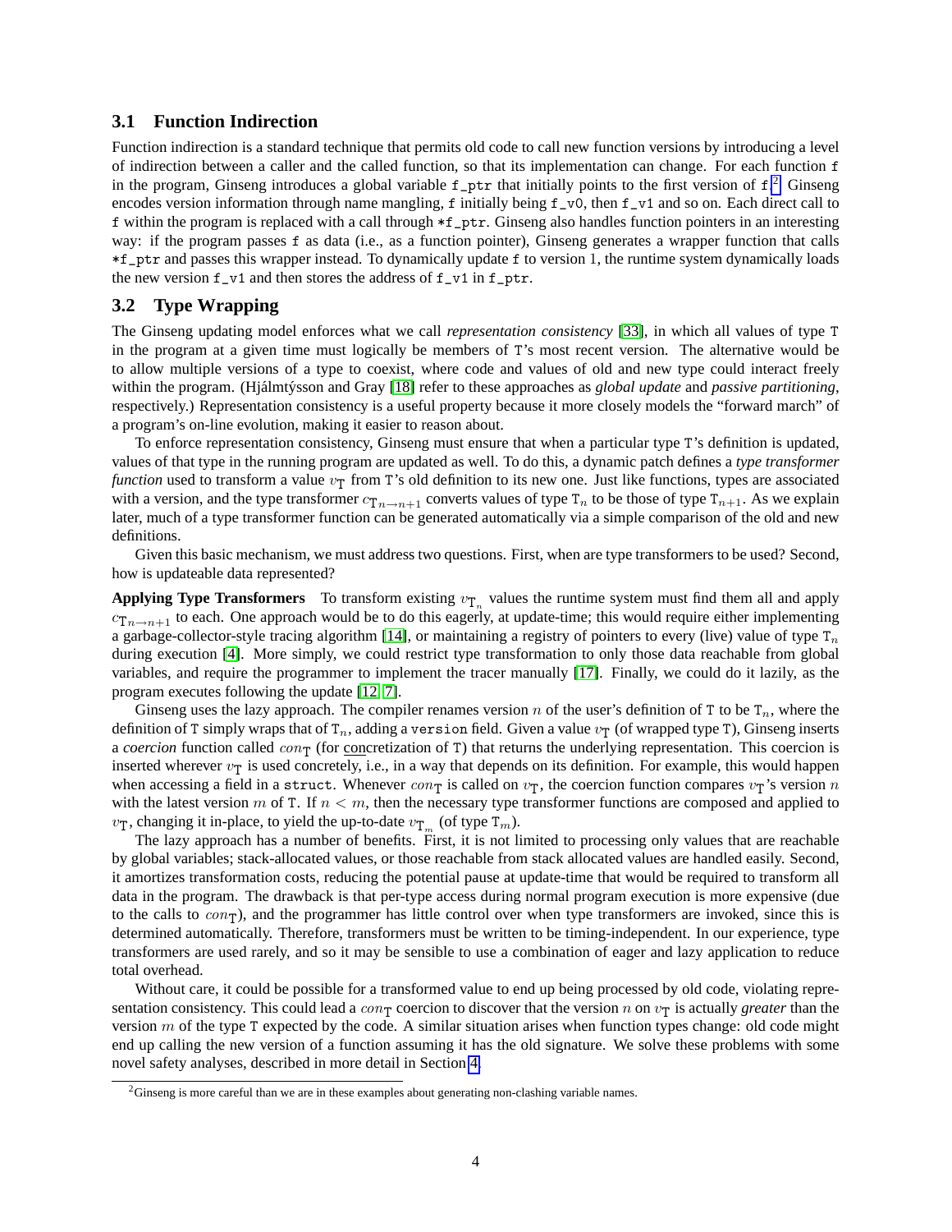### 3.1 Function Indirection

Function indirection is a standard technique that permits old code to call new function versions by introducing a level of indirection between a caller and the called function, so that its implementation can change. For each function `f` in the program, Ginseng introduces a global variable `f_ptr` that initially points to the first version of `f`.[2] Ginseng encodes version information through name mangling, `f` initially being `f_v0`, then `f_v1` and so on. Each direct call to `f` within the program is replaced with a call through `*f_ptr`. Ginseng also handles function pointers in an interesting way: if the program passes `f` as data (i.e., as a function pointer), Ginseng generates a wrapper function that calls `*f_ptr` and passes this wrapper instead. To dynamically update `f` to version 1, the runtime system dynamically loads the new version `f_v1` and then stores the address of `f_v1` in `f_ptr`.

### 3.2 Type Wrapping

The Ginseng updating model enforces what we call *representation consistency* [33], in which all values of type `T` in the program at a given time must logically be members of `T`'s most recent version. The alternative would be to allow multiple versions of a type to coexist, where code and values of old and new type could interact freely within the program. (Hjálmtýsson and Gray [18] refer to these approaches as *global update* and *passive partitioning*, respectively.) Representation consistency is a useful property because it more closely models the "forward march" of a program's on-line evolution, making it easier to reason about.

To enforce representation consistency, Ginseng must ensure that when a particular type `T`'s definition is updated, values of that type in the running program are updated as well. To do this, a dynamic patch defines a *type transformer function* used to transform a value $v_{\mathtt{T}}$ from `T`'s old definition to its new one. Just like functions, types are associated with a version, and the type transformer $c_{\mathtt{T}_{n \to n+1}}$ converts values of type $\mathtt{T}_n$ to be those of type $\mathtt{T}_{n+1}$. As we explain later, much of a type transformer function can be generated automatically via a simple comparison of the old and new definitions.

Given this basic mechanism, we must address two questions. First, when are type transformers to be used? Second, how is updateable data represented?

**Applying Type Transformers** To transform existing $v_{\mathtt{T}_n}$ values the runtime system must find them all and apply $c_{\mathtt{T}_{n \to n+1}}$ to each. One approach would be to do this eagerly, at update-time; this would require either implementing a garbage-collector-style tracing algorithm [14], or maintaining a registry of pointers to every (live) value of type $\mathtt{T}_n$ during execution [4]. More simply, we could restrict type transformation to only those data reachable from global variables, and require the programmer to implement the tracer manually [17]. Finally, we could do it lazily, as the program executes following the update [12, 7].

Ginseng uses the lazy approach. The compiler renames version $n$ of the user's definition of `T` to be $\mathtt{T}_n$, where the definition of `T` simply wraps that of $\mathtt{T}_n$, adding a `version` field. Given a value $v_{\mathtt{T}}$ (of wrapped type `T`), Ginseng inserts a *coercion* function called $con_{\mathtt{T}}$ (for concretization of `T`) that returns the underlying representation. This coercion is inserted wherever $v_{\mathtt{T}}$ is used concretely, i.e., in a way that depends on its definition. For example, this would happen when accessing a field in a `struct`. Whenever $con_{\mathtt{T}}$ is called on $v_{\mathtt{T}}$, the coercion function compares $v_{\mathtt{T}}$'s version $n$ with the latest version $m$ of `T`. If $n < m$, then the necessary type transformer functions are composed and applied to $v_{\mathtt{T}}$, changing it in-place, to yield the up-to-date $v_{\mathtt{T}_m}$ (of type $\mathtt{T}_m$).

The lazy approach has a number of benefits. First, it is not limited to processing only values that are reachable by global variables; stack-allocated values, or those reachable from stack allocated values are handled easily. Second, it amortizes transformation costs, reducing the potential pause at update-time that would be required to transform all data in the program. The drawback is that per-type access during normal program execution is more expensive (due to the calls to $con_{\mathtt{T}}$), and the programmer has little control over when type transformers are invoked, since this is determined automatically. Therefore, transformers must be written to be timing-independent. In our experience, type transformers are used rarely, and so it may be sensible to use a combination of eager and lazy application to reduce total overhead.

Without care, it could be possible for a transformed value to end up being processed by old code, violating representation consistency. This could lead a $con_{\mathtt{T}}$ coercion to discover that the version $n$ on $v_{\mathtt{T}}$ is actually *greater* than the version $m$ of the type `T` expected by the code. A similar situation arises when function types change: old code might end up calling the new version of a function assuming it has the old signature. We solve these problems with some novel safety analyses, described in more detail in Section 4.

---

[2] Ginseng is more careful than we are in these examples about generating non-clashing variable names.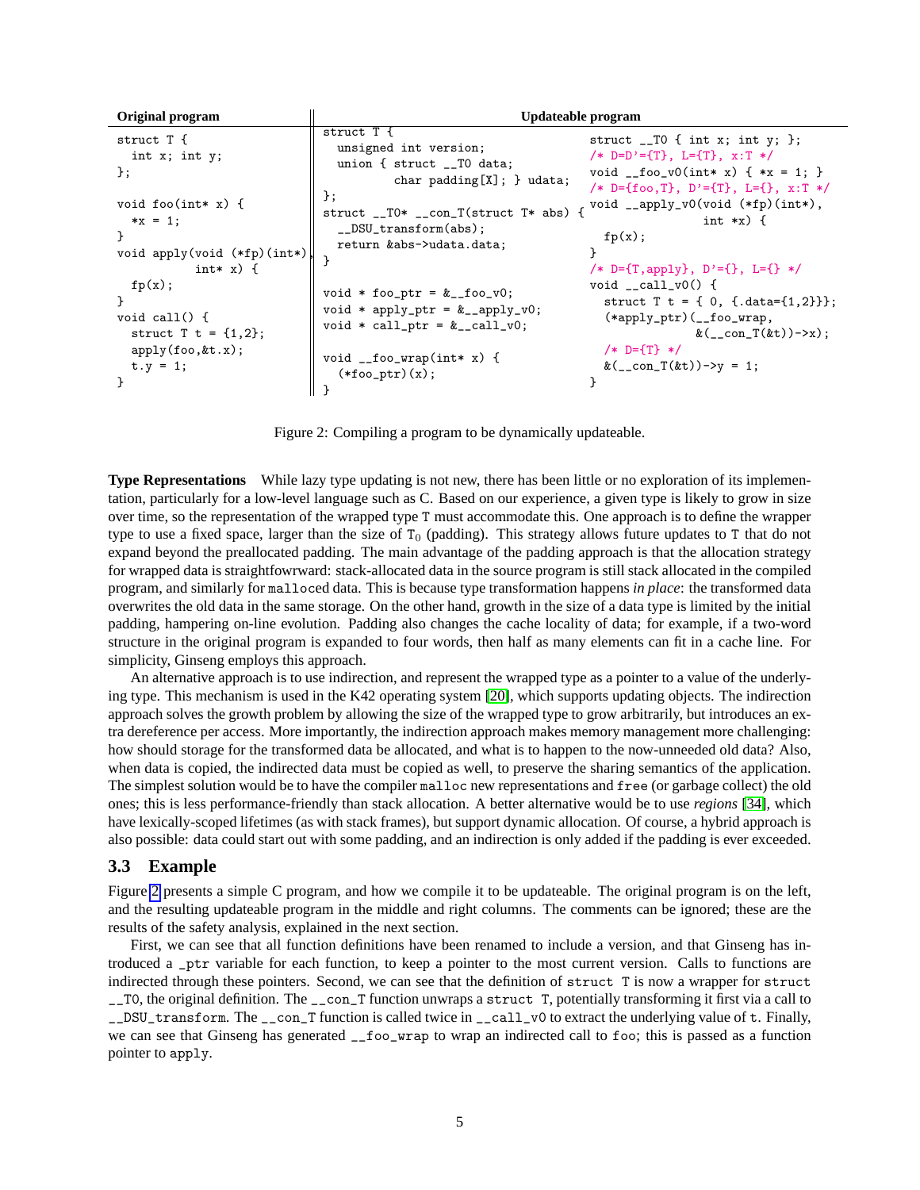**Original program**

```c
struct T {
  int x; int y;
};

void foo(int* x) {
  *x = 1;
}
void apply(void (*fp)(int*),
           int* x) {
  fp(x);
}
void call() {
  struct T t = {1,2};
  apply(foo,&t.x);
  t.y = 1;
}
```

**Updateable program**

```c
struct T {
  unsigned int version;
  union { struct __T0 data;
          char padding[X]; } udata;
};
struct __T0* __con_T(struct T* abs) {
  __DSU_transform(abs);
  return &abs->udata.data;
}

void * foo_ptr = &__foo_v0;
void * apply_ptr = &__apply_v0;
void * call_ptr = &__call_v0;

void __foo_wrap(int* x) {
  (*foo_ptr)(x);
}
```

```c
struct __T0 { int x; int y; };
/* D=D'={T}, L={T}, x:T */
void __foo_v0(int* x) { *x = 1; }
/* D={foo,T}, D'={T}, L={}, x:T */
void __apply_v0(void (*fp)(int*),
                int *x) {
  fp(x);
}
/* D={T,apply}, D'={}, L={} */
void __call_v0() {
  struct T t = { 0, {.data={1,2}}};
  (*apply_ptr)(__foo_wrap,
               &(__con_T(&t))->x);
  /* D={T} */
  &(__con_T(&t))->y = 1;
}
```

Figure 2: Compiling a program to be dynamically updateable.

**Type Representations** While lazy type updating is not new, there has been little or no exploration of its implementation, particularly for a low-level language such as C. Based on our experience, a given type is likely to grow in size over time, so the representation of the wrapped type `T` must accommodate this. One approach is to define the wrapper type to use a fixed space, larger than the size of $T_0$ (padding). This strategy allows future updates to `T` that do not expand beyond the preallocated padding. The main advantage of the padding approach is that the allocation strategy for wrapped data is straightfowrward: stack-allocated data in the source program is still stack allocated in the compiled program, and similarly for `malloc`ed data. This is because type transformation happens *in place*: the transformed data overwrites the old data in the same storage. On the other hand, growth in the size of a data type is limited by the initial padding, hampering on-line evolution. Padding also changes the cache locality of data; for example, if a two-word structure in the original program is expanded to four words, then half as many elements can fit in a cache line. For simplicity, Ginseng employs this approach.

An alternative approach is to use indirection, and represent the wrapped type as a pointer to a value of the underlying type. This mechanism is used in the K42 operating system [20], which supports updating objects. The indirection approach solves the growth problem by allowing the size of the wrapped type to grow arbitrarily, but introduces an extra dereference per access. More importantly, the indirection approach makes memory management more challenging: how should storage for the transformed data be allocated, and what is to happen to the now-unneeded old data? Also, when data is copied, the indirected data must be copied as well, to preserve the sharing semantics of the application. The simplest solution would be to have the compiler `malloc` new representations and `free` (or garbage collect) the old ones; this is less performance-friendly than stack allocation. A better alternative would be to use *regions* [34], which have lexically-scoped lifetimes (as with stack frames), but support dynamic allocation. Of course, a hybrid approach is also possible: data could start out with some padding, and an indirection is only added if the padding is ever exceeded.

## 3.3 Example

Figure 2 presents a simple C program, and how we compile it to be updateable. The original program is on the left, and the resulting updateable program in the middle and right columns. The comments can be ignored; these are the results of the safety analysis, explained in the next section.

First, we can see that all function definitions have been renamed to include a version, and that Ginseng has introduced a `_ptr` variable for each function, to keep a pointer to the most current version. Calls to functions are indirected through these pointers. Second, we can see that the definition of `struct T` is now a wrapper for `struct __T0`, the original definition. The `__con_T` function unwraps a `struct T`, potentially transforming it first via a call to `__DSU_transform`. The `__con_T` function is called twice in `__call_v0` to extract the underlying value of `t`. Finally, we can see that Ginseng has generated `__foo_wrap` to wrap an indirected call to `foo`; this is passed as a function pointer to `apply`.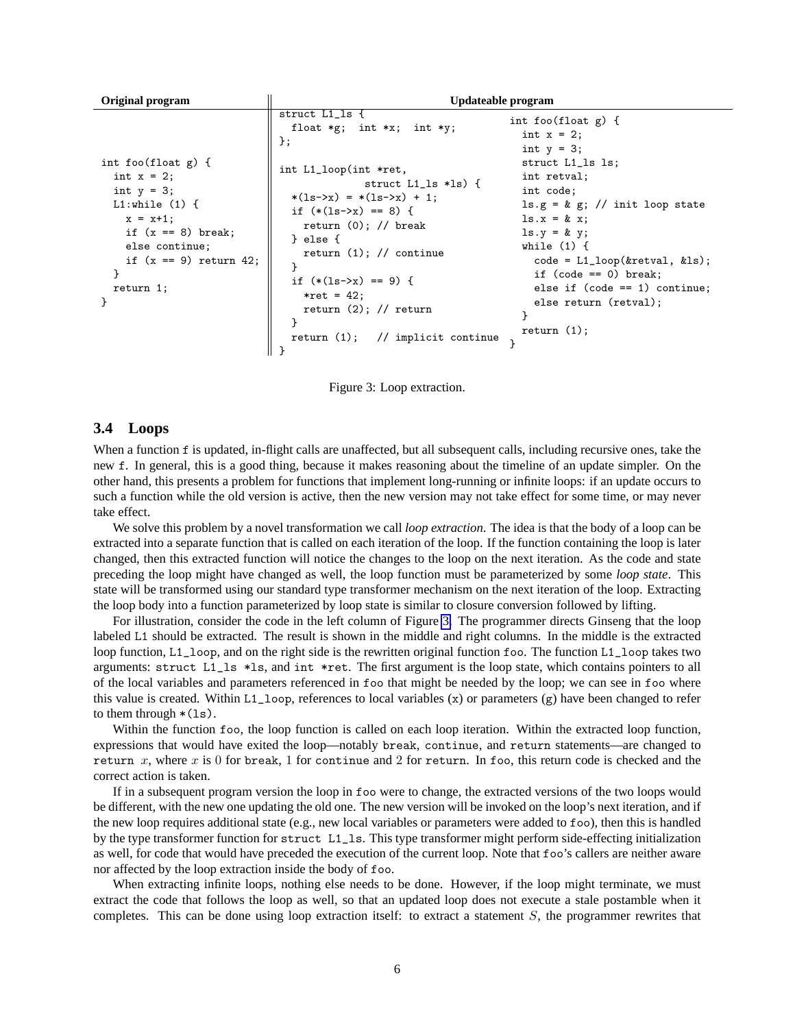**Original program**

```
int foo(float g) {
  int x = 2;
  int y = 3;
  L1:while (1) {
    x = x+1;
    if (x == 8) break;
    else continue;
    if (x == 9) return 42;
  }
  return 1;
}
```

**Updateable program**

```
struct L1_ls {
  float *g;  int *x;  int *y;
};

int L1_loop(int *ret,
            struct L1_ls *ls) {
  *(ls->x) = *(ls->x) + 1;
  if (*(ls->x) == 8) {
    return (0); // break
  } else {
    return (1); // continue
  }
  if (*(ls->x) == 9) {
    *ret = 42;
    return (2); // return
  }
  return (1);   // implicit continue
}
```

```
int foo(float g) {
  int x = 2;
  int y = 3;
  struct L1_ls ls;
  int retval;
  int code;
  ls.g = & g; // init loop state
  ls.x = & x;
  ls.y = & y;
  while (1) {
    code = L1_loop(&retval, &ls);
    if (code == 0) break;
    else if (code == 1) continue;
    else return (retval);
  }
  return (1);
}
```

Figure 3: Loop extraction.

## 3.4 Loops

When a function `f` is updated, in-flight calls are unaffected, but all subsequent calls, including recursive ones, take the new `f`. In general, this is a good thing, because it makes reasoning about the timeline of an update simpler. On the other hand, this presents a problem for functions that implement long-running or infinite loops: if an update occurs to such a function while the old version is active, then the new version may not take effect for some time, or may never take effect.

We solve this problem by a novel transformation we call *loop extraction*. The idea is that the body of a loop can be extracted into a separate function that is called on each iteration of the loop. If the function containing the loop is later changed, then this extracted function will notice the changes to the loop on the next iteration. As the code and state preceding the loop might have changed as well, the loop function must be parameterized by some *loop state*. This state will be transformed using our standard type transformer mechanism on the next iteration of the loop. Extracting the loop body into a function parameterized by loop state is similar to closure conversion followed by lifting.

For illustration, consider the code in the left column of Figure 3. The programmer directs Ginseng that the loop labeled `L1` should be extracted. The result is shown in the middle and right columns. In the middle is the extracted loop function, `L1_loop`, and on the right side is the rewritten original function `foo`. The function `L1_loop` takes two arguments: `struct L1_ls *ls`, and `int *ret`. The first argument is the loop state, which contains pointers to all of the local variables and parameters referenced in `foo` that might be needed by the loop; we can see in `foo` where this value is created. Within `L1_loop`, references to local variables (`x`) or parameters (`g`) have been changed to refer to them through `*(ls)`.

Within the function `foo`, the loop function is called on each loop iteration. Within the extracted loop function, expressions that would have exited the loop—notably `break`, `continue`, and `return` statements—are changed to `return` $x$, where $x$ is 0 for `break`, 1 for `continue` and 2 for `return`. In `foo`, this return code is checked and the correct action is taken.

If in a subsequent program version the loop in `foo` were to change, the extracted versions of the two loops would be different, with the new one updating the old one. The new version will be invoked on the loop's next iteration, and if the new loop requires additional state (e.g., new local variables or parameters were added to `foo`), then this is handled by the type transformer function for `struct L1_ls`. This type transformer might perform side-effecting initialization as well, for code that would have preceded the execution of the current loop. Note that `foo`'s callers are neither aware nor affected by the loop extraction inside the body of `foo`.

When extracting infinite loops, nothing else needs to be done. However, if the loop might terminate, we must extract the code that follows the loop as well, so that an updated loop does not execute a stale postamble when it completes. This can be done using loop extraction itself: to extract a statement $S$, the programmer rewrites that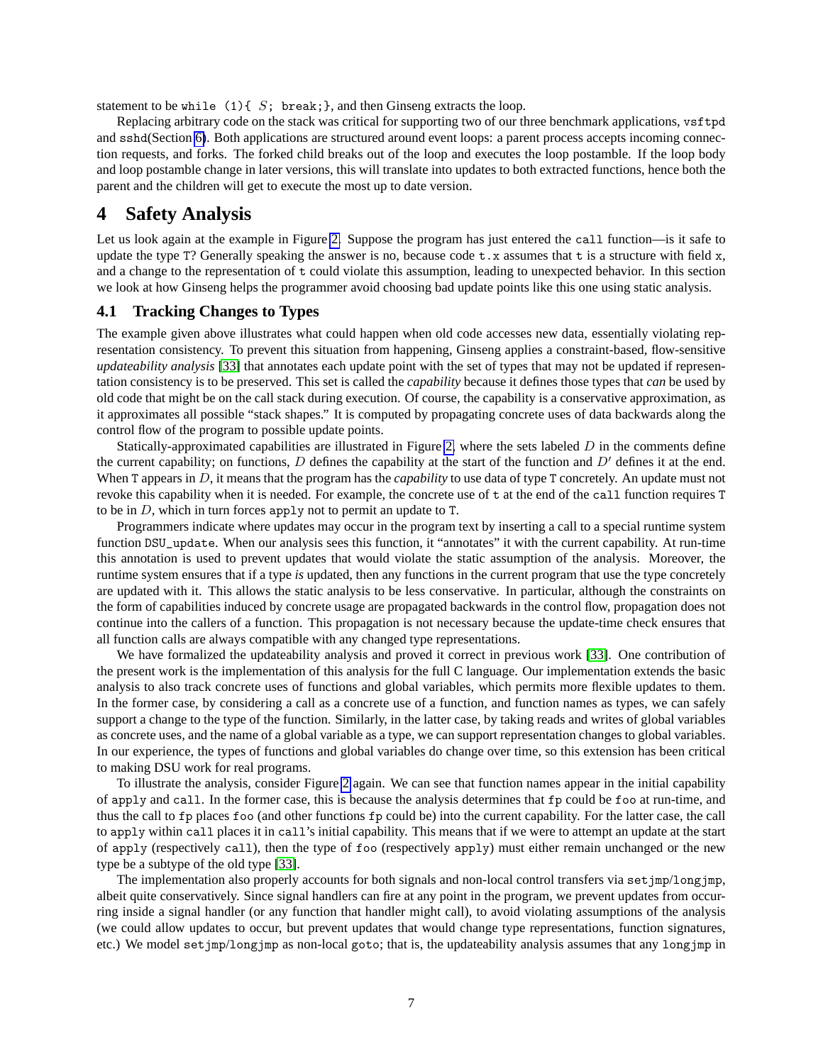statement to be `while (1){ S; break;}`, and then Ginseng extracts the loop.

Replacing arbitrary code on the stack was critical for supporting two of our three benchmark applications, vsftpd and sshd(Section 6). Both applications are structured around event loops: a parent process accepts incoming connection requests, and forks. The forked child breaks out of the loop and executes the loop postamble. If the loop body and loop postamble change in later versions, this will translate into updates to both extracted functions, hence both the parent and the children will get to execute the most up to date version.

# 4 Safety Analysis

Let us look again at the example in Figure 2. Suppose the program has just entered the call function—is it safe to update the type T? Generally speaking the answer is no, because code t.x assumes that t is a structure with field x, and a change to the representation of t could violate this assumption, leading to unexpected behavior. In this section we look at how Ginseng helps the programmer avoid choosing bad update points like this one using static analysis.

## 4.1 Tracking Changes to Types

The example given above illustrates what could happen when old code accesses new data, essentially violating representation consistency. To prevent this situation from happening, Ginseng applies a constraint-based, flow-sensitive *updateability analysis* [33] that annotates each update point with the set of types that may not be updated if representation consistency is to be preserved. This set is called the *capability* because it defines those types that *can* be used by old code that might be on the call stack during execution. Of course, the capability is a conservative approximation, as it approximates all possible "stack shapes." It is computed by propagating concrete uses of data backwards along the control flow of the program to possible update points.

Statically-approximated capabilities are illustrated in Figure 2, where the sets labeled $D$ in the comments define the current capability; on functions, $D$ defines the capability at the start of the function and $D'$ defines it at the end. When T appears in $D$, it means that the program has the *capability* to use data of type T concretely. An update must not revoke this capability when it is needed. For example, the concrete use of t at the end of the call function requires T to be in $D$, which in turn forces apply not to permit an update to T.

Programmers indicate where updates may occur in the program text by inserting a call to a special runtime system function DSU_update. When our analysis sees this function, it "annotates" it with the current capability. At run-time this annotation is used to prevent updates that would violate the static assumption of the analysis. Moreover, the runtime system ensures that if a type *is* updated, then any functions in the current program that use the type concretely are updated with it. This allows the static analysis to be less conservative. In particular, although the constraints on the form of capabilities induced by concrete usage are propagated backwards in the control flow, propagation does not continue into the callers of a function. This propagation is not necessary because the update-time check ensures that all function calls are always compatible with any changed type representations.

We have formalized the updateability analysis and proved it correct in previous work [33]. One contribution of the present work is the implementation of this analysis for the full C language. Our implementation extends the basic analysis to also track concrete uses of functions and global variables, which permits more flexible updates to them. In the former case, by considering a call as a concrete use of a function, and function names as types, we can safely support a change to the type of the function. Similarly, in the latter case, by taking reads and writes of global variables as concrete uses, and the name of a global variable as a type, we can support representation changes to global variables. In our experience, the types of functions and global variables do change over time, so this extension has been critical to making DSU work for real programs.

To illustrate the analysis, consider Figure 2 again. We can see that function names appear in the initial capability of apply and call. In the former case, this is because the analysis determines that fp could be foo at run-time, and thus the call to fp places foo (and other functions fp could be) into the current capability. For the latter case, the call to apply within call places it in call's initial capability. This means that if we were to attempt an update at the start of apply (respectively call), then the type of foo (respectively apply) must either remain unchanged or the new type be a subtype of the old type [33].

The implementation also properly accounts for both signals and non-local control transfers via setjmp/longjmp, albeit quite conservatively. Since signal handlers can fire at any point in the program, we prevent updates from occurring inside a signal handler (or any function that handler might call), to avoid violating assumptions of the analysis (we could allow updates to occur, but prevent updates that would change type representations, function signatures, etc.) We model setjmp/longjmp as non-local goto; that is, the updateability analysis assumes that any longjmp in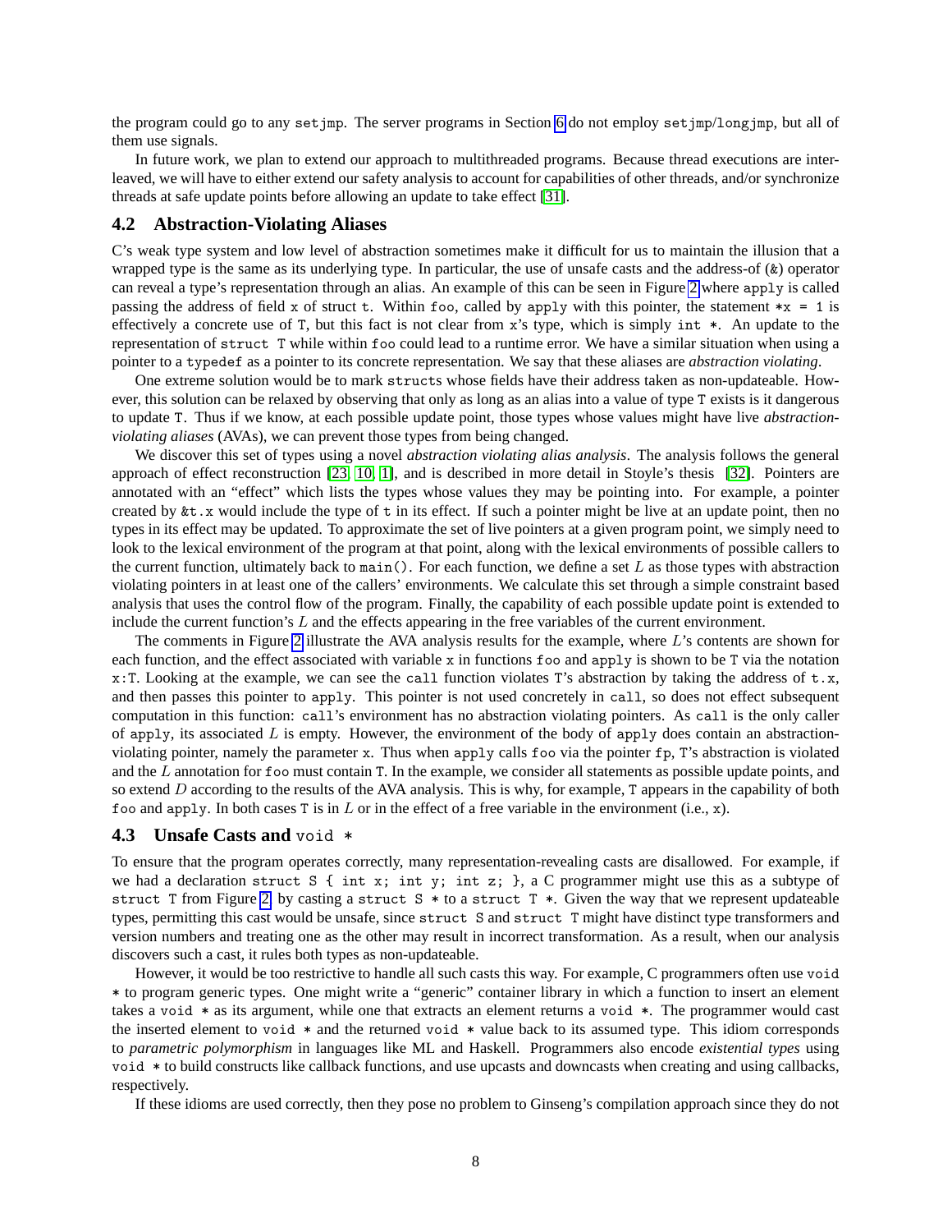the program could go to any `setjmp`. The server programs in Section 6 do not employ `setjmp`/`longjmp`, but all of them use signals.

In future work, we plan to extend our approach to multithreaded programs. Because thread executions are interleaved, we will have to either extend our safety analysis to account for capabilities of other threads, and/or synchronize threads at safe update points before allowing an update to take effect [31].

### 4.2 Abstraction-Violating Aliases

C's weak type system and low level of abstraction sometimes make it difficult for us to maintain the illusion that a wrapped type is the same as its underlying type. In particular, the use of unsafe casts and the address-of (`&`) operator can reveal a type's representation through an alias. An example of this can be seen in Figure 2 where `apply` is called passing the address of field `x` of struct `t`. Within `foo`, called by `apply` with this pointer, the statement `*x = 1` is effectively a concrete use of `T`, but this fact is not clear from `x`'s type, which is simply `int *`. An update to the representation of `struct T` while within `foo` could lead to a runtime error. We have a similar situation when using a pointer to a `typedef` as a pointer to its concrete representation. We say that these aliases are *abstraction violating*.

One extreme solution would be to mark `struct`s whose fields have their address taken as non-updateable. However, this solution can be relaxed by observing that only as long as an alias into a value of type `T` exists is it dangerous to update `T`. Thus if we know, at each possible update point, those types whose values might have live *abstraction-violating aliases* (AVAs), we can prevent those types from being changed.

We discover this set of types using a novel *abstraction violating alias analysis*. The analysis follows the general approach of effect reconstruction [23, 10, 1], and is described in more detail in Stoyle's thesis [32]. Pointers are annotated with an "effect" which lists the types whose values they may be pointing into. For example, a pointer created by `&t.x` would include the type of `t` in its effect. If such a pointer might be live at an update point, then no types in its effect may be updated. To approximate the set of live pointers at a given program point, we simply need to look to the lexical environment of the program at that point, along with the lexical environments of possible callers to the current function, ultimately back to `main()`. For each function, we define a set $L$ as those types with abstraction violating pointers in at least one of the callers' environments. We calculate this set through a simple constraint based analysis that uses the control flow of the program. Finally, the capability of each possible update point is extended to include the current function's $L$ and the effects appearing in the free variables of the current environment.

The comments in Figure 2 illustrate the AVA analysis results for the example, where $L$'s contents are shown for each function, and the effect associated with variable `x` in functions `foo` and `apply` is shown to be `T` via the notation `x:T`. Looking at the example, we can see the `call` function violates `T`'s abstraction by taking the address of `t.x`, and then passes this pointer to `apply`. This pointer is not used concretely in `call`, so does not effect subsequent computation in this function: `call`'s environment has no abstraction violating pointers. As `call` is the only caller of `apply`, its associated $L$ is empty. However, the environment of the body of `apply` does contain an abstraction-violating pointer, namely the parameter `x`. Thus when `apply` calls `foo` via the pointer `fp`, `T`'s abstraction is violated and the $L$ annotation for `foo` must contain `T`. In the example, we consider all statements as possible update points, and so extend $D$ according to the results of the AVA analysis. This is why, for example, `T` appears in the capability of both `foo` and `apply`. In both cases `T` is in $L$ or in the effect of a free variable in the environment (i.e., `x`).

### 4.3 Unsafe Casts and `void *`

To ensure that the program operates correctly, many representation-revealing casts are disallowed. For example, if we had a declaration `struct S { int x; int y; int z; }`, a C programmer might use this as a subtype of `struct T` from Figure 2 by casting a `struct S *` to a `struct T *`. Given the way that we represent updateable types, permitting this cast would be unsafe, since `struct S` and `struct T` might have distinct type transformers and version numbers and treating one as the other may result in incorrect transformation. As a result, when our analysis discovers such a cast, it rules both types as non-updateable.

However, it would be too restrictive to handle all such casts this way. For example, C programmers often use `void *` to program generic types. One might write a "generic" container library in which a function to insert an element takes a `void *` as its argument, while one that extracts an element returns a `void *`. The programmer would cast the inserted element to `void *` and the returned `void *` value back to its assumed type. This idiom corresponds to *parametric polymorphism* in languages like ML and Haskell. Programmers also encode *existential types* using `void *` to build constructs like callback functions, and use upcasts and downcasts when creating and using callbacks, respectively.

If these idioms are used correctly, then they pose no problem to Ginseng's compilation approach since they do not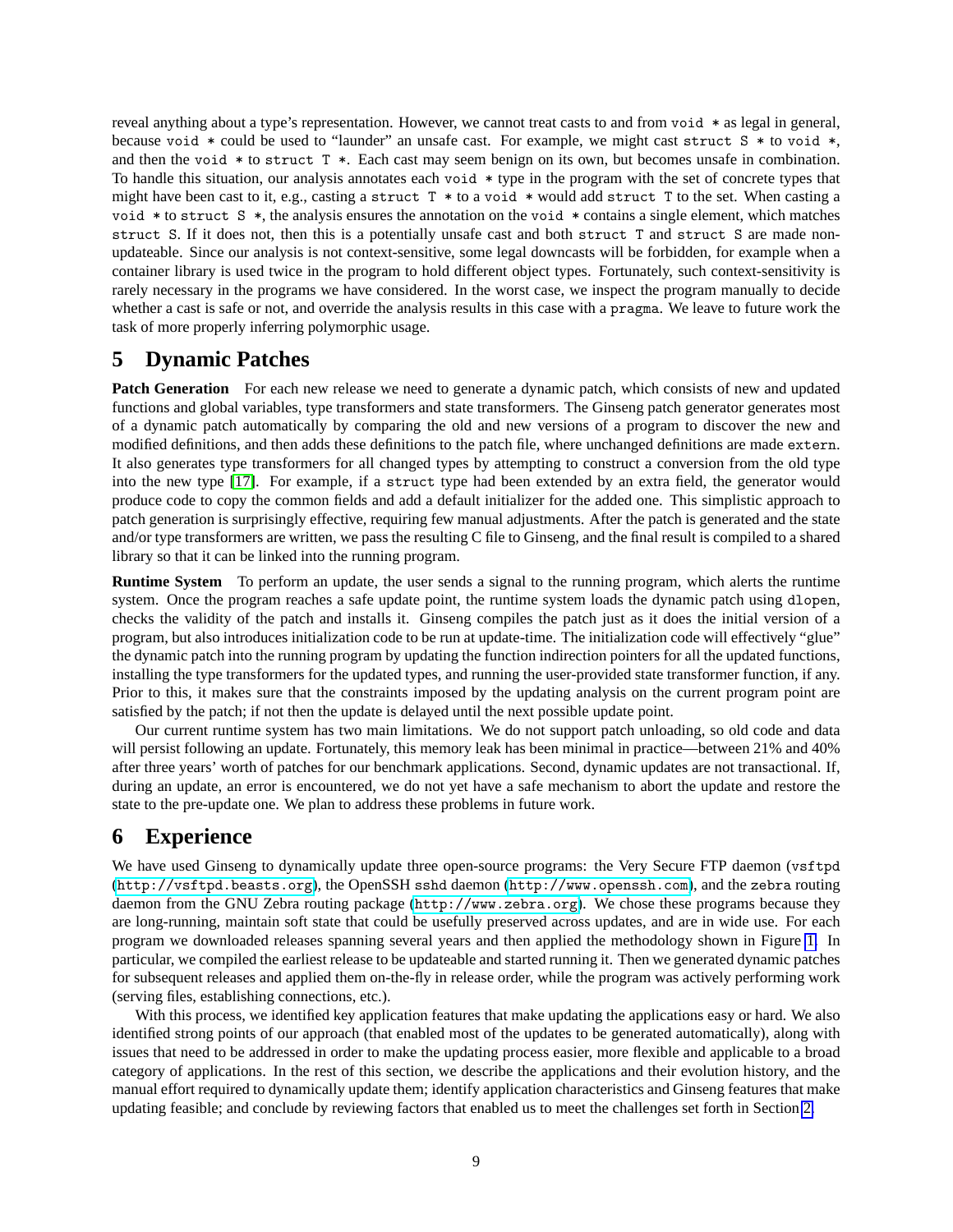reveal anything about a type's representation. However, we cannot treat casts to and from `void *` as legal in general, because `void *` could be used to "launder" an unsafe cast. For example, we might cast `struct S *` to `void *`, and then the `void *` to `struct T *`. Each cast may seem benign on its own, but becomes unsafe in combination. To handle this situation, our analysis annotates each `void *` type in the program with the set of concrete types that might have been cast to it, e.g., casting a `struct T *` to a `void *` would add `struct T` to the set. When casting a `void *` to `struct S *`, the analysis ensures the annotation on the `void *` contains a single element, which matches `struct S`. If it does not, then this is a potentially unsafe cast and both `struct T` and `struct S` are made non-updateable. Since our analysis is not context-sensitive, some legal downcasts will be forbidden, for example when a container library is used twice in the program to hold different object types. Fortunately, such context-sensitivity is rarely necessary in the programs we have considered. In the worst case, we inspect the program manually to decide whether a cast is safe or not, and override the analysis results in this case with a `pragma`. We leave to future work the task of more properly inferring polymorphic usage.

# 5 Dynamic Patches

**Patch Generation** For each new release we need to generate a dynamic patch, which consists of new and updated functions and global variables, type transformers and state transformers. The Ginseng patch generator generates most of a dynamic patch automatically by comparing the old and new versions of a program to discover the new and modified definitions, and then adds these definitions to the patch file, where unchanged definitions are made `extern`. It also generates type transformers for all changed types by attempting to construct a conversion from the old type into the new type [17]. For example, if a `struct` type had been extended by an extra field, the generator would produce code to copy the common fields and add a default initializer for the added one. This simplistic approach to patch generation is surprisingly effective, requiring few manual adjustments. After the patch is generated and the state and/or type transformers are written, we pass the resulting C file to Ginseng, and the final result is compiled to a shared library so that it can be linked into the running program.

**Runtime System** To perform an update, the user sends a signal to the running program, which alerts the runtime system. Once the program reaches a safe update point, the runtime system loads the dynamic patch using `dlopen`, checks the validity of the patch and installs it. Ginseng compiles the patch just as it does the initial version of a program, but also introduces initialization code to be run at update-time. The initialization code will effectively "glue" the dynamic patch into the running program by updating the function indirection pointers for all the updated functions, installing the type transformers for the updated types, and running the user-provided state transformer function, if any. Prior to this, it makes sure that the constraints imposed by the updating analysis on the current program point are satisfied by the patch; if not then the update is delayed until the next possible update point.

Our current runtime system has two main limitations. We do not support patch unloading, so old code and data will persist following an update. Fortunately, this memory leak has been minimal in practice—between 21% and 40% after three years' worth of patches for our benchmark applications. Second, dynamic updates are not transactional. If, during an update, an error is encountered, we do not yet have a safe mechanism to abort the update and restore the state to the pre-update one. We plan to address these problems in future work.

# 6 Experience

We have used Ginseng to dynamically update three open-source programs: the Very Secure FTP daemon (`vsftpd`) (`http://vsftpd.beasts.org`), the OpenSSH `sshd` daemon (`http://www.openssh.com`), and the `zebra` routing daemon from the GNU Zebra routing package (`http://www.zebra.org`). We chose these programs because they are long-running, maintain soft state that could be usefully preserved across updates, and are in wide use. For each program we downloaded releases spanning several years and then applied the methodology shown in Figure 1. In particular, we compiled the earliest release to be updateable and started running it. Then we generated dynamic patches for subsequent releases and applied them on-the-fly in release order, while the program was actively performing work (serving files, establishing connections, etc.).

With this process, we identified key application features that make updating the applications easy or hard. We also identified strong points of our approach (that enabled most of the updates to be generated automatically), along with issues that need to be addressed in order to make the updating process easier, more flexible and applicable to a broad category of applications. In the rest of this section, we describe the applications and their evolution history, and the manual effort required to dynamically update them; identify application characteristics and Ginseng features that make updating feasible; and conclude by reviewing factors that enabled us to meet the challenges set forth in Section 2.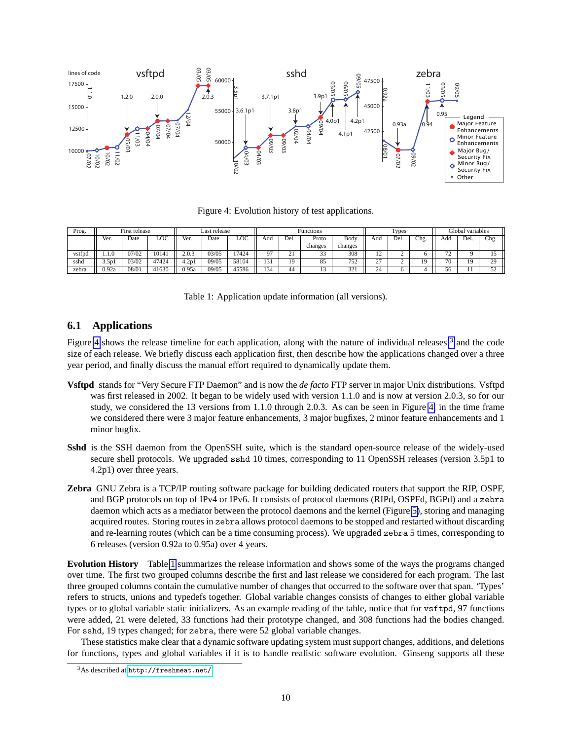Figure 4: Evolution history of test applications.

| Prog. | First release | | | Last release | | | Functions | | | | Types | | | Global variables | | |
|---|---|---|---|---|---|---|---|---|---|---|---|---|---|---|---|---|
| | Ver. | Date | LOC | Ver. | Date | LOC | Add | Del. | Proto changes | Body changes | Add | Del. | Chg. | Add | Del. | Chg. |
| vsftpd | 1.1.0 | 07/02 | 10141 | 2.0.3 | 03/05 | 17424 | 97 | 21 | 33 | 308 | 12 | 2 | 6 | 72 | 9 | 15 |
| sshd | 3.5p1 | 03/02 | 47424 | 4.2p1 | 09/05 | 58104 | 131 | 19 | 85 | 752 | 27 | 2 | 19 | 70 | 19 | 29 |
| zebra | 0.92a | 08/01 | 41630 | 0.95a | 09/05 | 45586 | 134 | 44 | 13 | 321 | 24 | 6 | 4 | 56 | 11 | 52 |

Table 1: Application update information (all versions).

## 6.1 Applications

Figure 4 shows the release timeline for each application, along with the nature of individual releases[3] and the code size of each release. We briefly discuss each application first, then describe how the applications changed over a three year period, and finally discuss the manual effort required to dynamically update them.

**Vsftpd** stands for "Very Secure FTP Daemon" and is now the *de facto* FTP server in major Unix distributions. Vsftpd was first released in 2002. It began to be widely used with version 1.1.0 and is now at version 2.0.3, so for our study, we considered the 13 versions from 1.1.0 through 2.0.3. As can be seen in Figure 4, in the time frame we considered there were 3 major feature enhancements, 3 major bugfixes, 2 minor feature enhancements and 1 minor bugfix.

**Sshd** is the SSH daemon from the OpenSSH suite, which is the standard open-source release of the widely-used secure shell protocols. We upgraded `sshd` 10 times, corresponding to 11 OpenSSH releases (version 3.5p1 to 4.2p1) over three years.

**Zebra** GNU Zebra is a TCP/IP routing software package for building dedicated routers that support the RIP, OSPF, and BGP protocols on top of IPv4 or IPv6. It consists of protocol daemons (RIPd, OSPFd, BGPd) and a `zebra` daemon which acts as a mediator between the protocol daemons and the kernel (Figure 5), storing and managing acquired routes. Storing routes in `zebra` allows protocol daemons to be stopped and restarted without discarding and re-learning routes (which can be a time consuming process). We upgraded `zebra` 5 times, corresponding to 6 releases (version 0.92a to 0.95a) over 4 years.

**Evolution History** Table 1 summarizes the release information and shows some of the ways the programs changed over time. The first two grouped columns describe the first and last release we considered for each program. The last three grouped columns contain the cumulative number of changes that occurred to the software over that span. 'Types' refers to structs, unions and typedefs together. Global variable changes consists of changes to either global variable types or to global variable static initializers. As an example reading of the table, notice that for `vsftpd`, 97 functions were added, 21 were deleted, 33 functions had their prototype changed, and 308 functions had the bodies changed. For `sshd`, 19 types changed; for `zebra`, there were 52 global variable changes.

These statistics make clear that a dynamic software updating system must support changes, additions, and deletions for functions, types and global variables if it is to handle realistic software evolution. Ginseng supports all these

[3] As described at http://freshmeat.net/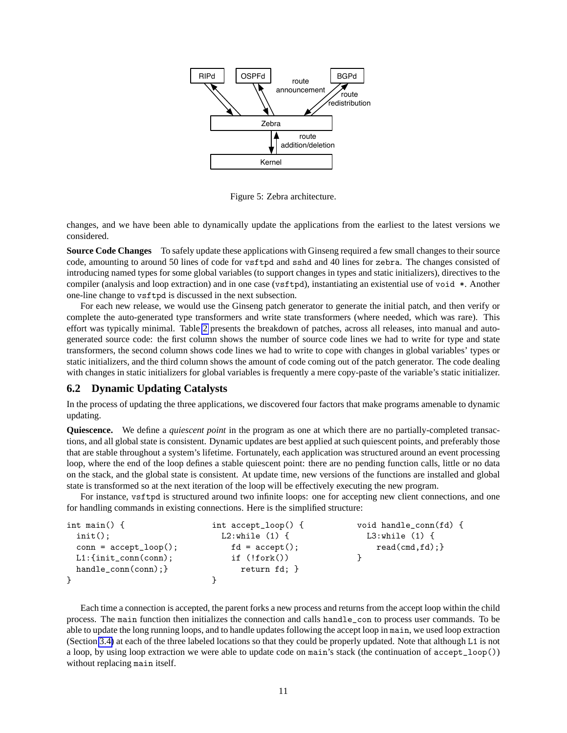RIPd

OSPFd

BGPd

route announcement

route redistribution

Zebra

route addition/deletion

Kernel

Figure 5: Zebra architecture.

changes, and we have been able to dynamically update the applications from the earliest to the latest versions we considered.

**Source Code Changes** To safely update these applications with Ginseng required a few small changes to their source code, amounting to around 50 lines of code for vsftpd and sshd and 40 lines for zebra. The changes consisted of introducing named types for some global variables (to support changes in types and static initializers), directives to the compiler (analysis and loop extraction) and in one case (vsftpd), instantiating an existential use of void *. Another one-line change to vsftpd is discussed in the next subsection.

For each new release, we would use the Ginseng patch generator to generate the initial patch, and then verify or complete the auto-generated type transformers and write state transformers (where needed, which was rare). This effort was typically minimal. Table 2 presents the breakdown of patches, across all releases, into manual and auto-generated source code: the first column shows the number of source code lines we had to write for type and state transformers, the second column shows code lines we had to write to cope with changes in global variables' types or static initializers, and the third column shows the amount of code coming out of the patch generator. The code dealing with changes in static initializers for global variables is frequently a mere copy-paste of the variable's static initializer.

## 6.2 Dynamic Updating Catalysts

In the process of updating the three applications, we discovered four factors that make programs amenable to dynamic updating.

**Quiescence.** We define a *quiescent point* in the program as one at which there are no partially-completed transactions, and all global state is consistent. Dynamic updates are best applied at such quiescent points, and preferably those that are stable throughout a system's lifetime. Fortunately, each application was structured around an event processing loop, where the end of the loop defines a stable quiescent point: there are no pending function calls, little or no data on the stack, and the global state is consistent. At update time, new versions of the functions are installed and global state is transformed so at the next iteration of the loop will be effectively executing the new program.

For instance, vsftpd is structured around two infinite loops: one for accepting new client connections, and one for handling commands in existing connections. Here is the simplified structure:

```
int main() {
  init();
  conn = accept_loop();
  L1:{init_conn(conn);
  handle_conn(conn);}
}
```

```
int accept_loop() {
  L2:while (1) {
    fd = accept();
    if (!fork())
      return fd; }
}
```

```
void handle_conn(fd) {
  L3:while (1) {
    read(cmd,fd);}
}
```

Each time a connection is accepted, the parent forks a new process and returns from the accept loop within the child process. The main function then initializes the connection and calls handle_con to process user commands. To be able to update the long running loops, and to handle updates following the accept loop in main, we used loop extraction (Section 3.4) at each of the three labeled locations so that they could be properly updated. Note that although L1 is not a loop, by using loop extraction we were able to update code on main's stack (the continuation of accept_loop()) without replacing main itself.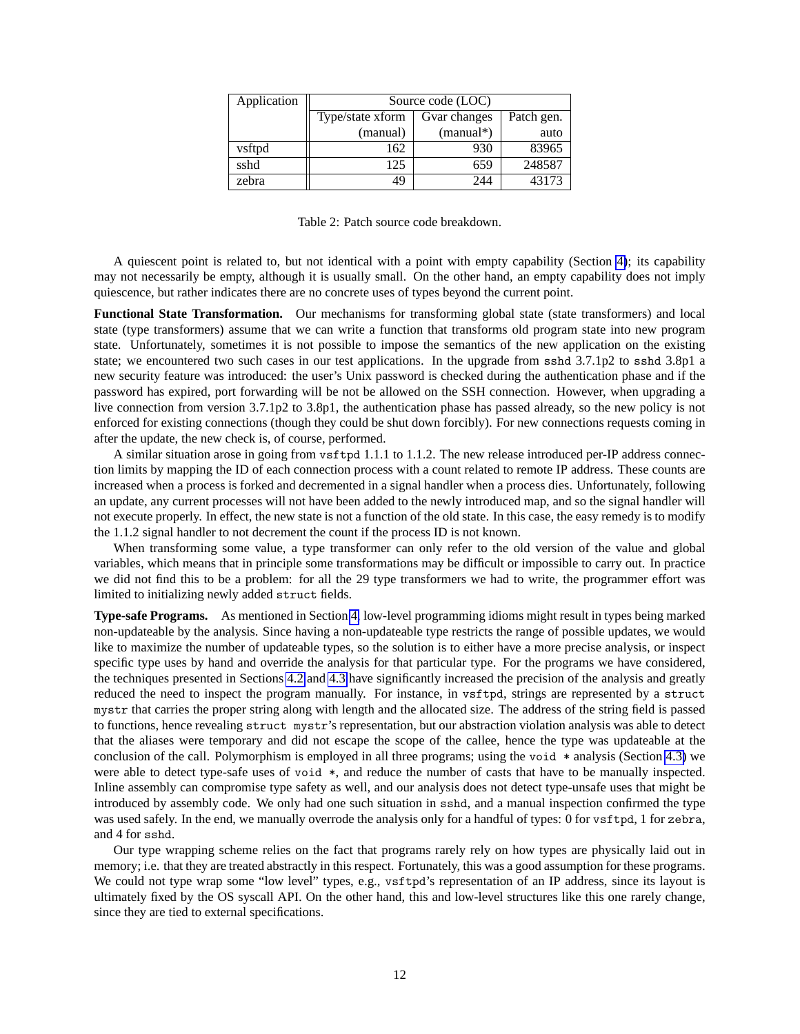| Application | Source code (LOC) | | |
|---|---|---|---|
| | Type/state xform (manual) | Gvar changes (manual*) | Patch gen. auto |
| vsftpd | 162 | 930 | 83965 |
| sshd | 125 | 659 | 248587 |
| zebra | 49 | 244 | 43173 |

Table 2: Patch source code breakdown.

A quiescent point is related to, but not identical with a point with empty capability (Section 4); its capability may not necessarily be empty, although it is usually small. On the other hand, an empty capability does not imply quiescence, but rather indicates there are no concrete uses of types beyond the current point.

**Functional State Transformation.** Our mechanisms for transforming global state (state transformers) and local state (type transformers) assume that we can write a function that transforms old program state into new program state. Unfortunately, sometimes it is not possible to impose the semantics of the new application on the existing state; we encountered two such cases in our test applications. In the upgrade from `sshd` 3.7.1p2 to `sshd` 3.8p1 a new security feature was introduced: the user's Unix password is checked during the authentication phase and if the password has expired, port forwarding will be not be allowed on the SSH connection. However, when upgrading a live connection from version 3.7.1p2 to 3.8p1, the authentication phase has passed already, so the new policy is not enforced for existing connections (though they could be shut down forcibly). For new connections requests coming in after the update, the new check is, of course, performed.

A similar situation arose in going from `vsftpd` 1.1.1 to 1.1.2. The new release introduced per-IP address connection limits by mapping the ID of each connection process with a count related to remote IP address. These counts are increased when a process is forked and decremented in a signal handler when a process dies. Unfortunately, following an update, any current processes will not have been added to the newly introduced map, and so the signal handler will not execute properly. In effect, the new state is not a function of the old state. In this case, the easy remedy is to modify the 1.1.2 signal handler to not decrement the count if the process ID is not known.

When transforming some value, a type transformer can only refer to the old version of the value and global variables, which means that in principle some transformations may be difficult or impossible to carry out. In practice we did not find this to be a problem: for all the 29 type transformers we had to write, the programmer effort was limited to initializing newly added `struct` fields.

**Type-safe Programs.** As mentioned in Section 4, low-level programming idioms might result in types being marked non-updateable by the analysis. Since having a non-updateable type restricts the range of possible updates, we would like to maximize the number of updateable types, so the solution is to either have a more precise analysis, or inspect specific type uses by hand and override the analysis for that particular type. For the programs we have considered, the techniques presented in Sections 4.2 and 4.3 have significantly increased the precision of the analysis and greatly reduced the need to inspect the program manually. For instance, in `vsftpd`, strings are represented by a `struct mystr` that carries the proper string along with length and the allocated size. The address of the string field is passed to functions, hence revealing `struct mystr`'s representation, but our abstraction violation analysis was able to detect that the aliases were temporary and did not escape the scope of the callee, hence the type was updateable at the conclusion of the call. Polymorphism is employed in all three programs; using the `void *` analysis (Section 4.3) we were able to detect type-safe uses of `void *`, and reduce the number of casts that have to be manually inspected. Inline assembly can compromise type safety as well, and our analysis does not detect type-unsafe uses that might be introduced by assembly code. We only had one such situation in `sshd`, and a manual inspection confirmed the type was used safely. In the end, we manually overrode the analysis only for a handful of types: 0 for `vsftpd`, 1 for `zebra`, and 4 for `sshd`.

Our type wrapping scheme relies on the fact that programs rarely rely on how types are physically laid out in memory; i.e. that they are treated abstractly in this respect. Fortunately, this was a good assumption for these programs. We could not type wrap some "low level" types, e.g., `vsftpd`'s representation of an IP address, since its layout is ultimately fixed by the OS syscall API. On the other hand, this and low-level structures like this one rarely change, since they are tied to external specifications.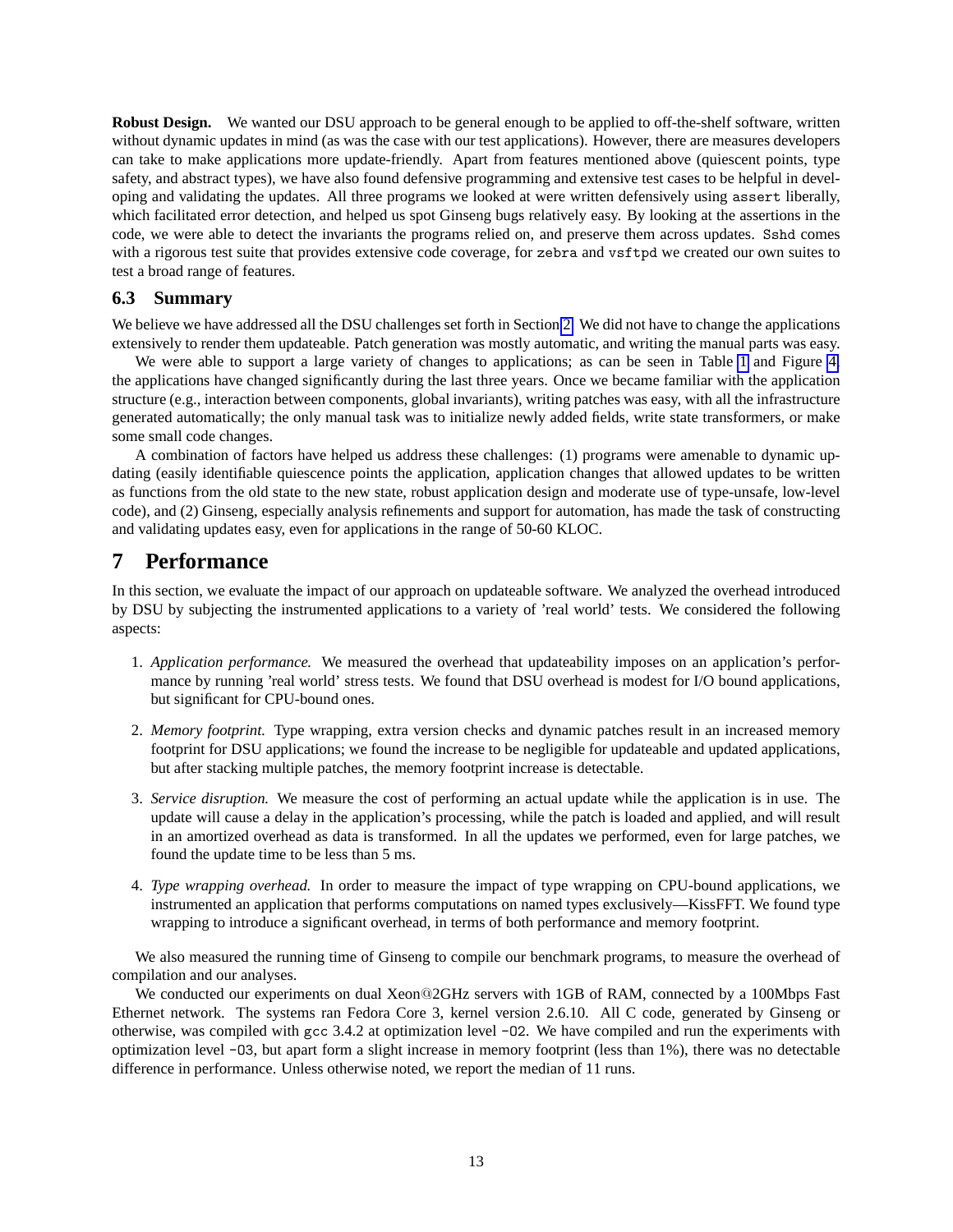**Robust Design.** We wanted our DSU approach to be general enough to be applied to off-the-shelf software, written without dynamic updates in mind (as was the case with our test applications). However, there are measures developers can take to make applications more update-friendly. Apart from features mentioned above (quiescent points, type safety, and abstract types), we have also found defensive programming and extensive test cases to be helpful in developing and validating the updates. All three programs we looked at were written defensively using `assert` liberally, which facilitated error detection, and helped us spot Ginseng bugs relatively easy. By looking at the assertions in the code, we were able to detect the invariants the programs relied on, and preserve them across updates. `Sshd` comes with a rigorous test suite that provides extensive code coverage, for `zebra` and `vsftpd` we created our own suites to test a broad range of features.

### 6.3 Summary

We believe we have addressed all the DSU challenges set forth in Section 2. We did not have to change the applications extensively to render them updateable. Patch generation was mostly automatic, and writing the manual parts was easy.

We were able to support a large variety of changes to applications; as can be seen in Table 1 and Figure 4, the applications have changed significantly during the last three years. Once we became familiar with the application structure (e.g., interaction between components, global invariants), writing patches was easy, with all the infrastructure generated automatically; the only manual task was to initialize newly added fields, write state transformers, or make some small code changes.

A combination of factors have helped us address these challenges: (1) programs were amenable to dynamic updating (easily identifiable quiescence points the application, application changes that allowed updates to be written as functions from the old state to the new state, robust application design and moderate use of type-unsafe, low-level code), and (2) Ginseng, especially analysis refinements and support for automation, has made the task of constructing and validating updates easy, even for applications in the range of 50-60 KLOC.

## 7 Performance

In this section, we evaluate the impact of our approach on updateable software. We analyzed the overhead introduced by DSU by subjecting the instrumented applications to a variety of 'real world' tests. We considered the following aspects:

1. *Application performance.* We measured the overhead that updateability imposes on an application's performance by running 'real world' stress tests. We found that DSU overhead is modest for I/O bound applications, but significant for CPU-bound ones.
2. *Memory footprint.* Type wrapping, extra version checks and dynamic patches result in an increased memory footprint for DSU applications; we found the increase to be negligible for updateable and updated applications, but after stacking multiple patches, the memory footprint increase is detectable.
3. *Service disruption.* We measure the cost of performing an actual update while the application is in use. The update will cause a delay in the application's processing, while the patch is loaded and applied, and will result in an amortized overhead as data is transformed. In all the updates we performed, even for large patches, we found the update time to be less than 5 ms.
4. *Type wrapping overhead.* In order to measure the impact of type wrapping on CPU-bound applications, we instrumented an application that performs computations on named types exclusively—KissFFT. We found type wrapping to introduce a significant overhead, in terms of both performance and memory footprint.

We also measured the running time of Ginseng to compile our benchmark programs, to measure the overhead of compilation and our analyses.

We conducted our experiments on dual Xeon@2GHz servers with 1GB of RAM, connected by a 100Mbps Fast Ethernet network. The systems ran Fedora Core 3, kernel version 2.6.10. All C code, generated by Ginseng or otherwise, was compiled with `gcc` 3.4.2 at optimization level `-O2`. We have compiled and run the experiments with optimization level `-O3`, but apart form a slight increase in memory footprint (less than 1%), there was no detectable difference in performance. Unless otherwise noted, we report the median of 11 runs.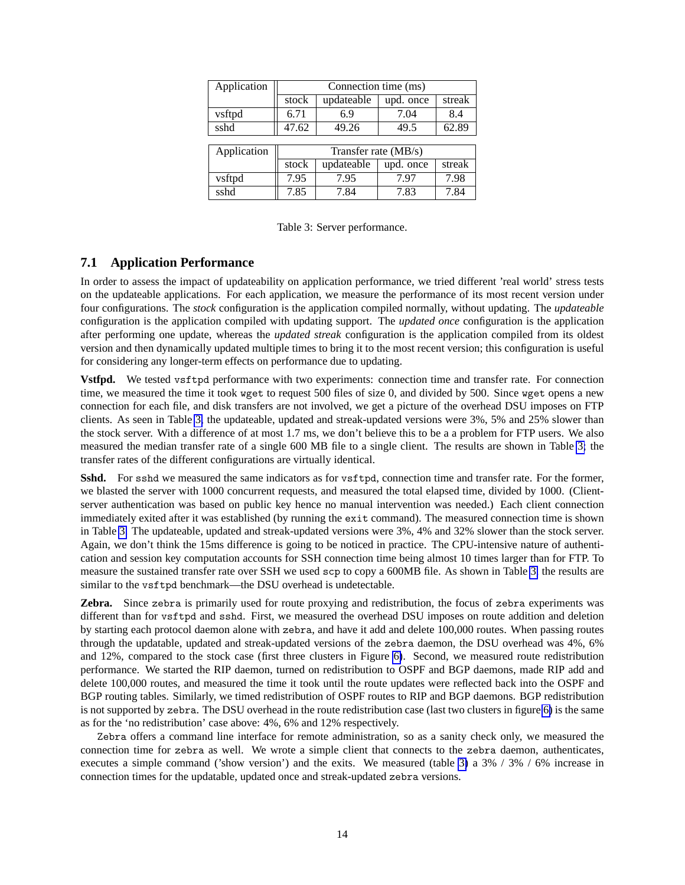| Application | Connection time (ms) | | | |
|---|---|---|---|---|
| | stock | updateable | upd. once | streak |
| vsftpd | 6.71 | 6.9 | 7.04 | 8.4 |
| sshd | 47.62 | 49.26 | 49.5 | 62.89 |

| Application | Transfer rate (MB/s) | | | |
|---|---|---|---|---|
| | stock | updateable | upd. once | streak |
| vsftpd | 7.95 | 7.95 | 7.97 | 7.98 |
| sshd | 7.85 | 7.84 | 7.83 | 7.84 |

Table 3: Server performance.

### 7.1 Application Performance

In order to assess the impact of updateability on application performance, we tried different 'real world' stress tests on the updateable applications. For each application, we measure the performance of its most recent version under four configurations. The *stock* configuration is the application compiled normally, without updating. The *updateable* configuration is the application compiled with updating support. The *updated once* configuration is the application after performing one update, whereas the *updated streak* configuration is the application compiled from its oldest version and then dynamically updated multiple times to bring it to the most recent version; this configuration is useful for considering any longer-term effects on performance due to updating.

**Vstfpd.** We tested vsftpd performance with two experiments: connection time and transfer rate. For connection time, we measured the time it took wget to request 500 files of size 0, and divided by 500. Since wget opens a new connection for each file, and disk transfers are not involved, we get a picture of the overhead DSU imposes on FTP clients. As seen in Table 3, the updateable, updated and streak-updated versions were 3%, 5% and 25% slower than the stock server. With a difference of at most 1.7 ms, we don't believe this to be a a problem for FTP users. We also measured the median transfer rate of a single 600 MB file to a single client. The results are shown in Table 3; the transfer rates of the different configurations are virtually identical.

**Sshd.** For sshd we measured the same indicators as for vsftpd, connection time and transfer rate. For the former, we blasted the server with 1000 concurrent requests, and measured the total elapsed time, divided by 1000. (Client-server authentication was based on public key hence no manual intervention was needed.) Each client connection immediately exited after it was established (by running the exit command). The measured connection time is shown in Table 3. The updateable, updated and streak-updated versions were 3%, 4% and 32% slower than the stock server. Again, we don't think the 15ms difference is going to be noticed in practice. The CPU-intensive nature of authentication and session key computation accounts for SSH connection time being almost 10 times larger than for FTP. To measure the sustained transfer rate over SSH we used scp to copy a 600MB file. As shown in Table 3, the results are similar to the vsftpd benchmark—the DSU overhead is undetectable.

**Zebra.** Since zebra is primarily used for route proxying and redistribution, the focus of zebra experiments was different than for vsftpd and sshd. First, we measured the overhead DSU imposes on route addition and deletion by starting each protocol daemon alone with zebra, and have it add and delete 100,000 routes. When passing routes through the updatable, updated and streak-updated versions of the zebra daemon, the DSU overhead was 4%, 6% and 12%, compared to the stock case (first three clusters in Figure 6). Second, we measured route redistribution performance. We started the RIP daemon, turned on redistribution to OSPF and BGP daemons, made RIP add and delete 100,000 routes, and measured the time it took until the route updates were reflected back into the OSPF and BGP routing tables. Similarly, we timed redistribution of OSPF routes to RIP and BGP daemons. BGP redistribution is not supported by zebra. The DSU overhead in the route redistribution case (last two clusters in figure 6) is the same as for the 'no redistribution' case above: 4%, 6% and 12% respectively.

Zebra offers a command line interface for remote administration, so as a sanity check only, we measured the connection time for zebra as well. We wrote a simple client that connects to the zebra daemon, authenticates, executes a simple command ('show version') and the exits. We measured (table 3) a 3% / 3% / 6% increase in connection times for the updatable, updated once and streak-updated zebra versions.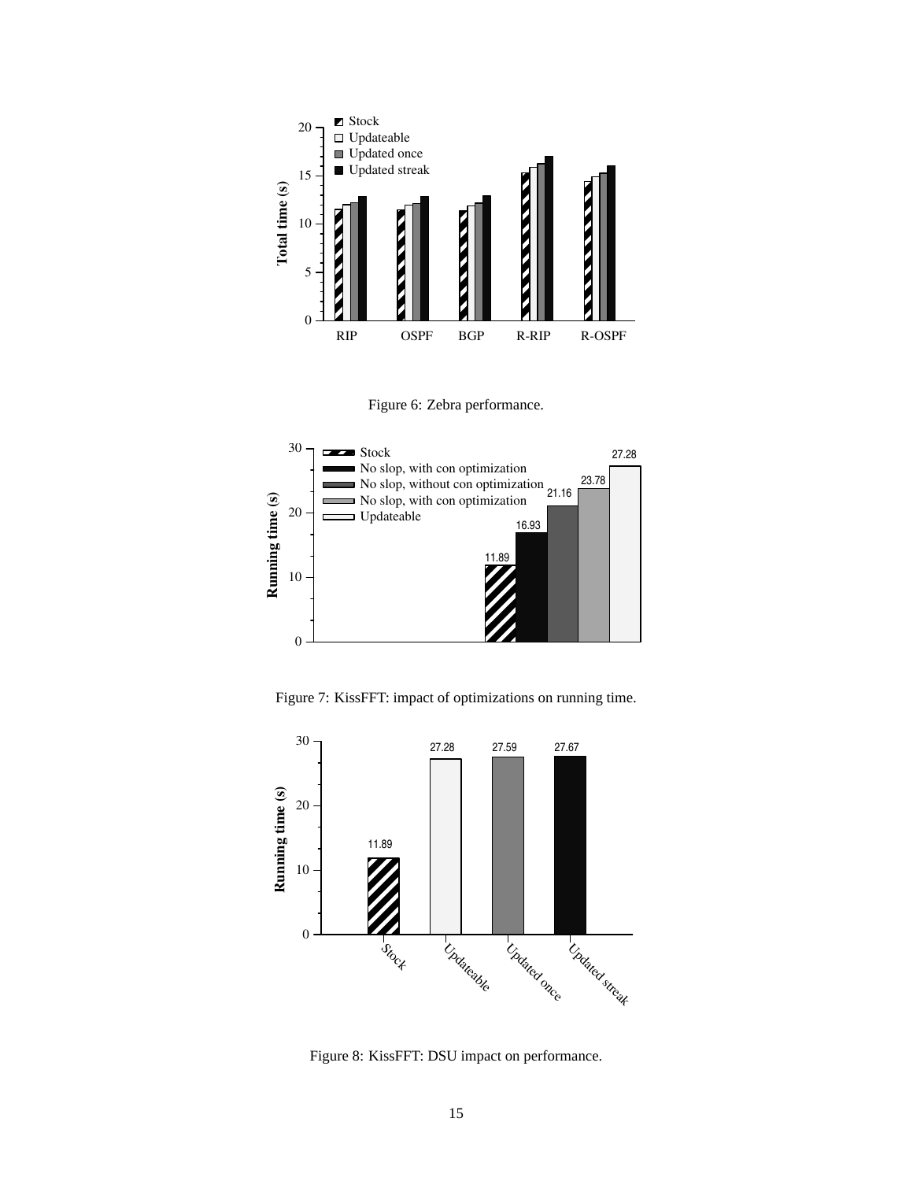Figure 6: Zebra performance.

Figure 7: KissFFT: impact of optimizations on running time.

Figure 8: KissFFT: DSU impact on performance.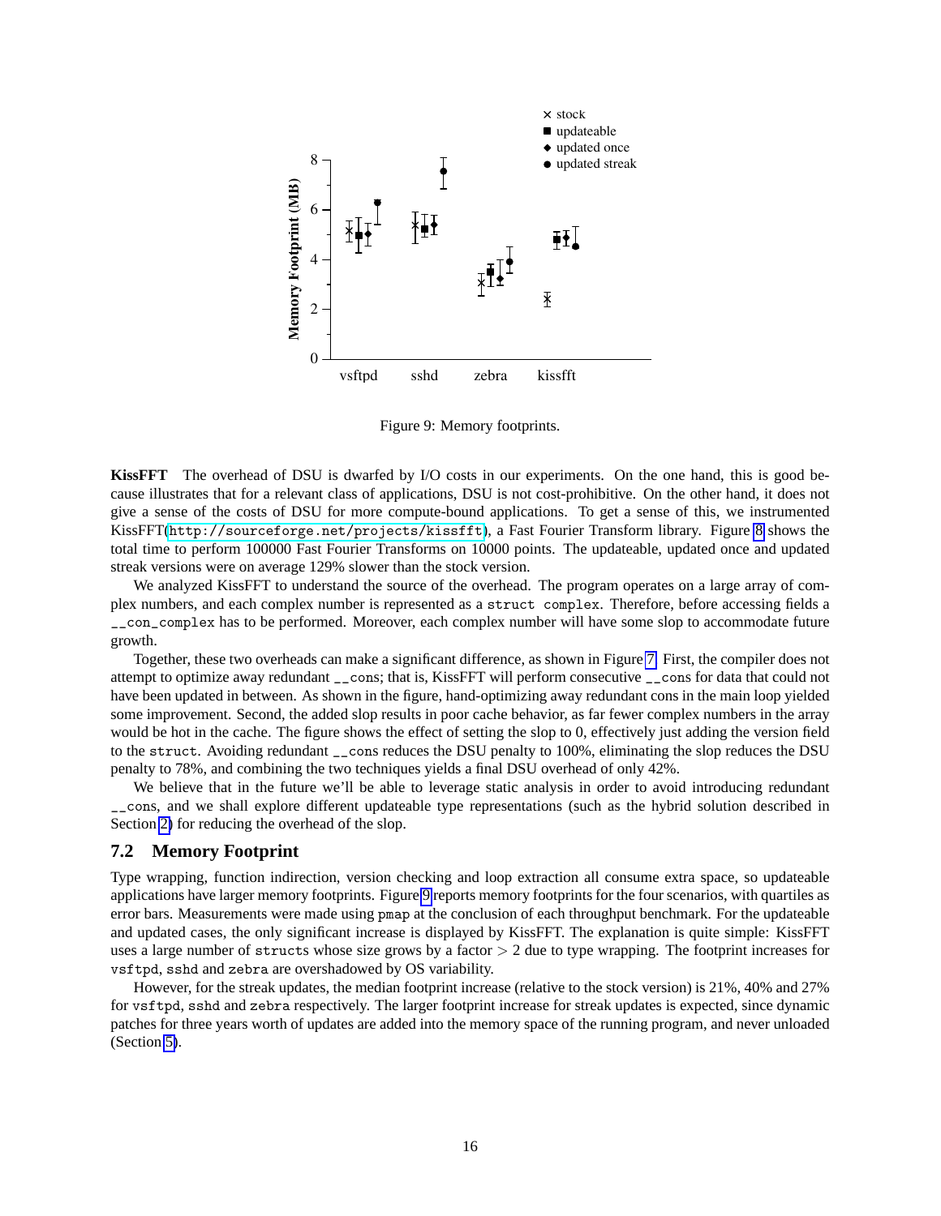Figure 9: Memory footprints.

**KissFFT** The overhead of DSU is dwarfed by I/O costs in our experiments. On the one hand, this is good because illustrates that for a relevant class of applications, DSU is not cost-prohibitive. On the other hand, it does not give a sense of the costs of DSU for more compute-bound applications. To get a sense of this, we instrumented KissFFT(http://sourceforge.net/projects/kissfft), a Fast Fourier Transform library. Figure 8 shows the total time to perform 100000 Fast Fourier Transforms on 10000 points. The updateable, updated once and updated streak versions were on average 129% slower than the stock version.

We analyzed KissFFT to understand the source of the overhead. The program operates on a large array of complex numbers, and each complex number is represented as a `struct complex`. Therefore, before accessing fields a `__con_complex` has to be performed. Moreover, each complex number will have some slop to accommodate future growth.

Together, these two overheads can make a significant difference, as shown in Figure 7. First, the compiler does not attempt to optimize away redundant `__cons`; that is, KissFFT will perform consecutive `__cons` for data that could not have been updated in between. As shown in the figure, hand-optimizing away redundant cons in the main loop yielded some improvement. Second, the added slop results in poor cache behavior, as far fewer complex numbers in the array would be hot in the cache. The figure shows the effect of setting the slop to 0, effectively just adding the version field to the `struct`. Avoiding redundant `__cons` reduces the DSU penalty to 100%, eliminating the slop reduces the DSU penalty to 78%, and combining the two techniques yields a final DSU overhead of only 42%.

We believe that in the future we'll be able to leverage static analysis in order to avoid introducing redundant `__cons`, and we shall explore different updateable type representations (such as the hybrid solution described in Section 2) for reducing the overhead of the slop.

## 7.2 Memory Footprint

Type wrapping, function indirection, version checking and loop extraction all consume extra space, so updateable applications have larger memory footprints. Figure 9 reports memory footprints for the four scenarios, with quartiles as error bars. Measurements were made using `pmap` at the conclusion of each throughput benchmark. For the updateable and updated cases, the only significant increase is displayed by KissFFT. The explanation is quite simple: KissFFT uses a large number of `structs` whose size grows by a factor $> 2$ due to type wrapping. The footprint increases for `vsftpd`, `sshd` and `zebra` are overshadowed by OS variability.

However, for the streak updates, the median footprint increase (relative to the stock version) is 21%, 40% and 27% for `vsftpd`, `sshd` and `zebra` respectively. The larger footprint increase for streak updates is expected, since dynamic patches for three years worth of updates are added into the memory space of the running program, and never unloaded (Section 5).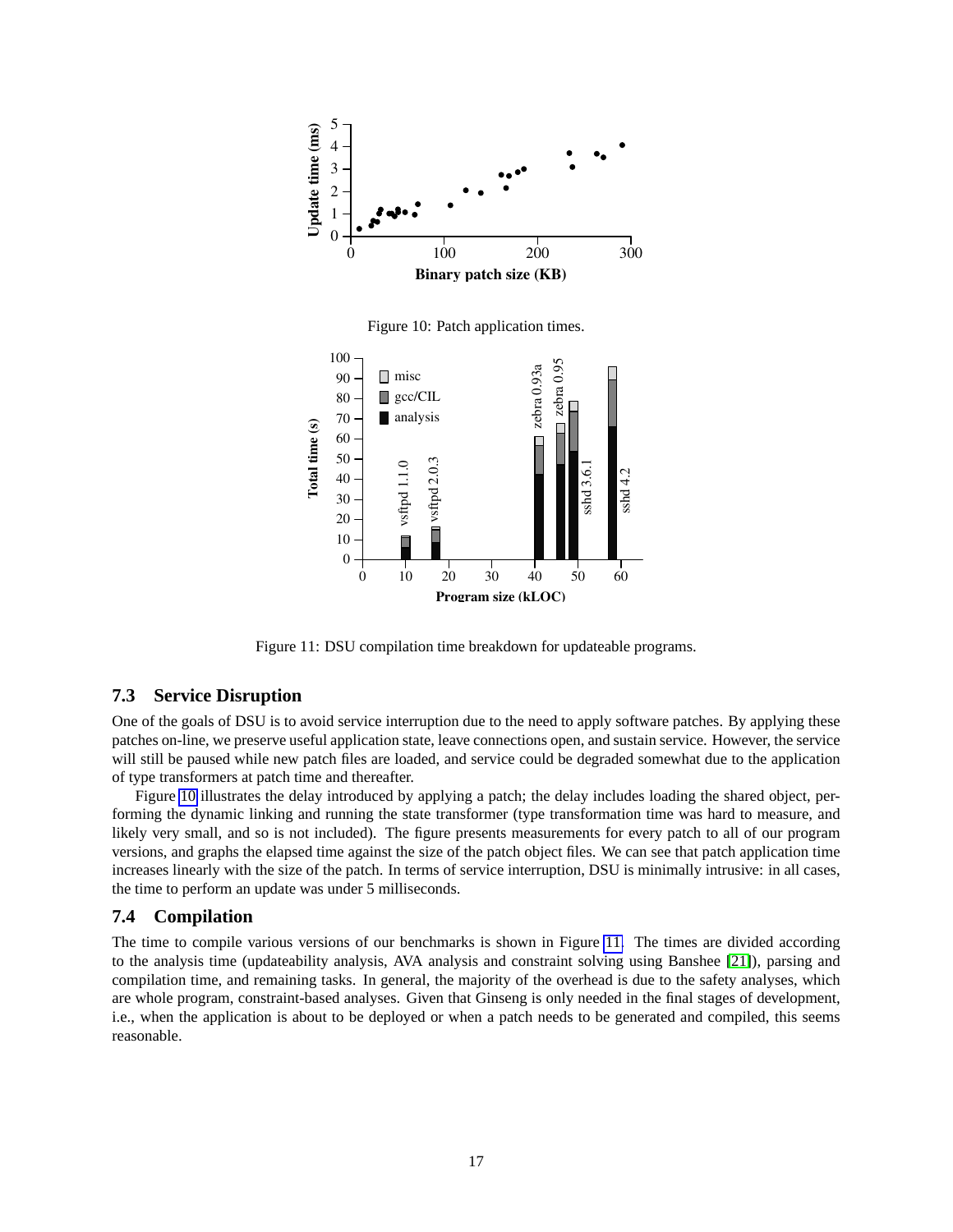Figure 10: Patch application times.

Figure 11: DSU compilation time breakdown for updateable programs.

### 7.3 Service Disruption

One of the goals of DSU is to avoid service interruption due to the need to apply software patches. By applying these patches on-line, we preserve useful application state, leave connections open, and sustain service. However, the service will still be paused while new patch files are loaded, and service could be degraded somewhat due to the application of type transformers at patch time and thereafter.

Figure 10 illustrates the delay introduced by applying a patch; the delay includes loading the shared object, performing the dynamic linking and running the state transformer (type transformation time was hard to measure, and likely very small, and so is not included). The figure presents measurements for every patch to all of our program versions, and graphs the elapsed time against the size of the patch object files. We can see that patch application time increases linearly with the size of the patch. In terms of service interruption, DSU is minimally intrusive: in all cases, the time to perform an update was under 5 milliseconds.

### 7.4 Compilation

The time to compile various versions of our benchmarks is shown in Figure 11. The times are divided according to the analysis time (updateability analysis, AVA analysis and constraint solving using Banshee [21]), parsing and compilation time, and remaining tasks. In general, the majority of the overhead is due to the safety analyses, which are whole program, constraint-based analyses. Given that Ginseng is only needed in the final stages of development, i.e., when the application is about to be deployed or when a patch needs to be generated and compiled, this seems reasonable.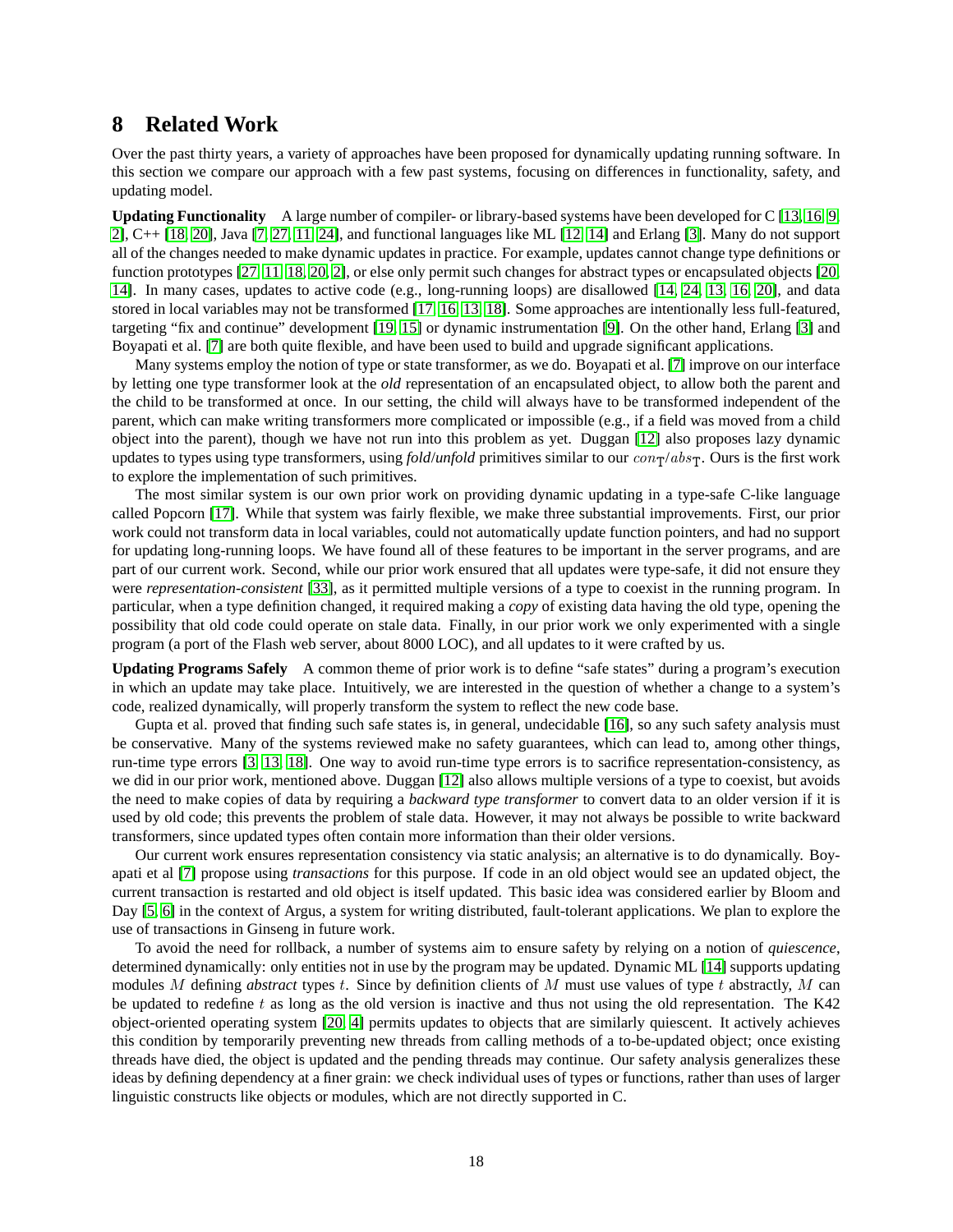## 8 Related Work

Over the past thirty years, a variety of approaches have been proposed for dynamically updating running software. In this section we compare our approach with a few past systems, focusing on differences in functionality, safety, and updating model.

**Updating Functionality** A large number of compiler- or library-based systems have been developed for C [13, 16, 9, 2], C++ [18, 20], Java [7, 27, 11, 24], and functional languages like ML [12, 14] and Erlang [3]. Many do not support all of the changes needed to make dynamic updates in practice. For example, updates cannot change type definitions or function prototypes [27, 11, 18, 20, 2], or else only permit such changes for abstract types or encapsulated objects [20, 14]. In many cases, updates to active code (e.g., long-running loops) are disallowed [14, 24, 13, 16, 20], and data stored in local variables may not be transformed [17, 16, 13, 18]. Some approaches are intentionally less full-featured, targeting "fix and continue" development [19, 15] or dynamic instrumentation [9]. On the other hand, Erlang [3] and Boyapati et al. [7] are both quite flexible, and have been used to build and upgrade significant applications.

Many systems employ the notion of type or state transformer, as we do. Boyapati et al. [7] improve on our interface by letting one type transformer look at the *old* representation of an encapsulated object, to allow both the parent and the child to be transformed at once. In our setting, the child will always have to be transformed independent of the parent, which can make writing transformers more complicated or impossible (e.g., if a field was moved from a child object into the parent), though we have not run into this problem as yet. Duggan [12] also proposes lazy dynamic updates to types using type transformers, using *fold*/*unfold* primitives similar to our $con_{\mathrm{T}}/abs_{\mathrm{T}}$. Ours is the first work to explore the implementation of such primitives.

The most similar system is our own prior work on providing dynamic updating in a type-safe C-like language called Popcorn [17]. While that system was fairly flexible, we make three substantial improvements. First, our prior work could not transform data in local variables, could not automatically update function pointers, and had no support for updating long-running loops. We have found all of these features to be important in the server programs, and are part of our current work. Second, while our prior work ensured that all updates were type-safe, it did not ensure they were *representation-consistent* [33], as it permitted multiple versions of a type to coexist in the running program. In particular, when a type definition changed, it required making a *copy* of existing data having the old type, opening the possibility that old code could operate on stale data. Finally, in our prior work we only experimented with a single program (a port of the Flash web server, about 8000 LOC), and all updates to it were crafted by us.

**Updating Programs Safely** A common theme of prior work is to define "safe states" during a program's execution in which an update may take place. Intuitively, we are interested in the question of whether a change to a system's code, realized dynamically, will properly transform the system to reflect the new code base.

Gupta et al. proved that finding such safe states is, in general, undecidable [16], so any such safety analysis must be conservative. Many of the systems reviewed make no safety guarantees, which can lead to, among other things, run-time type errors [3, 13, 18]. One way to avoid run-time type errors is to sacrifice representation-consistency, as we did in our prior work, mentioned above. Duggan [12] also allows multiple versions of a type to coexist, but avoids the need to make copies of data by requiring a *backward type transformer* to convert data to an older version if it is used by old code; this prevents the problem of stale data. However, it may not always be possible to write backward transformers, since updated types often contain more information than their older versions.

Our current work ensures representation consistency via static analysis; an alternative is to do dynamically. Boyapati et al [7] propose using *transactions* for this purpose. If code in an old object would see an updated object, the current transaction is restarted and old object is itself updated. This basic idea was considered earlier by Bloom and Day [5, 6] in the context of Argus, a system for writing distributed, fault-tolerant applications. We plan to explore the use of transactions in Ginseng in future work.

To avoid the need for rollback, a number of systems aim to ensure safety by relying on a notion of *quiescence*, determined dynamically: only entities not in use by the program may be updated. Dynamic ML [14] supports updating modules $M$ defining *abstract* types $t$. Since by definition clients of $M$ must use values of type $t$ abstractly, $M$ can be updated to redefine $t$ as long as the old version is inactive and thus not using the old representation. The K42 object-oriented operating system [20, 4] permits updates to objects that are similarly quiescent. It actively achieves this condition by temporarily preventing new threads from calling methods of a to-be-updated object; once existing threads have died, the object is updated and the pending threads may continue. Our safety analysis generalizes these ideas by defining dependency at a finer grain: we check individual uses of types or functions, rather than uses of larger linguistic constructs like objects or modules, which are not directly supported in C.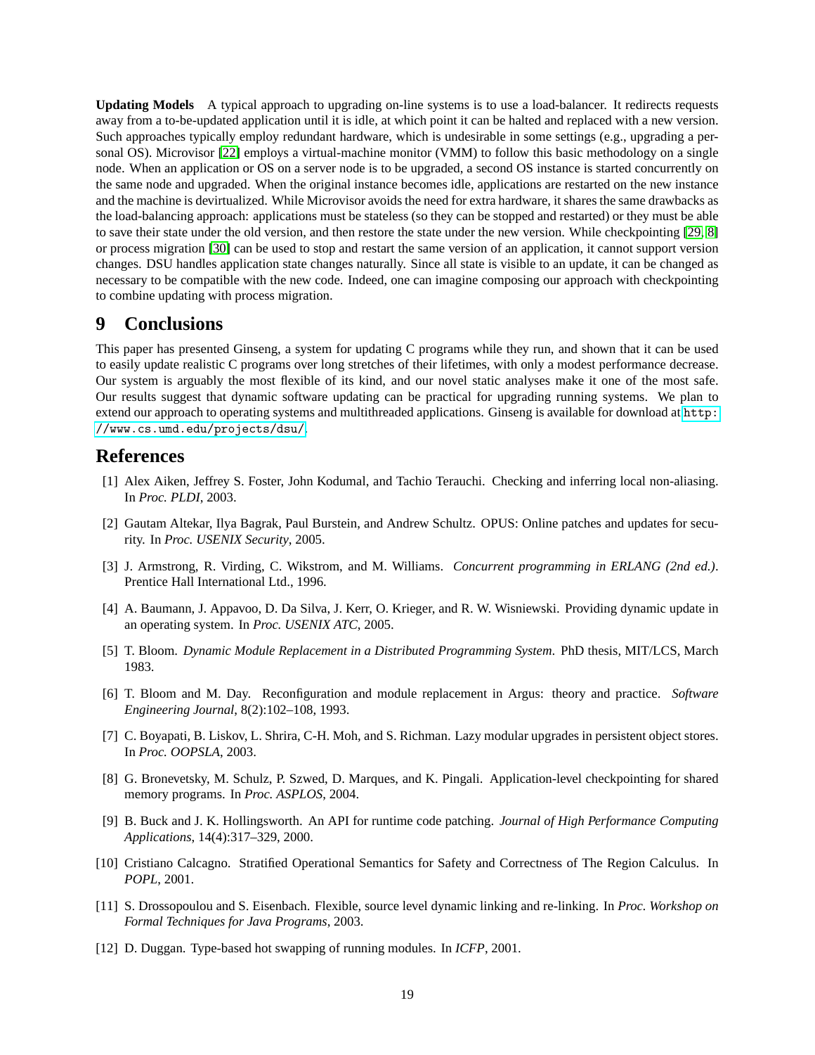**Updating Models** A typical approach to upgrading on-line systems is to use a load-balancer. It redirects requests away from a to-be-updated application until it is idle, at which point it can be halted and replaced with a new version. Such approaches typically employ redundant hardware, which is undesirable in some settings (e.g., upgrading a personal OS). Microvisor [22] employs a virtual-machine monitor (VMM) to follow this basic methodology on a single node. When an application or OS on a server node is to be upgraded, a second OS instance is started concurrently on the same node and upgraded. When the original instance becomes idle, applications are restarted on the new instance and the machine is devirtualized. While Microvisor avoids the need for extra hardware, it shares the same drawbacks as the load-balancing approach: applications must be stateless (so they can be stopped and restarted) or they must be able to save their state under the old version, and then restore the state under the new version. While checkpointing [29, 8] or process migration [30] can be used to stop and restart the same version of an application, it cannot support version changes. DSU handles application state changes naturally. Since all state is visible to an update, it can be changed as necessary to be compatible with the new code. Indeed, one can imagine composing our approach with checkpointing to combine updating with process migration.

# 9 Conclusions

This paper has presented Ginseng, a system for updating C programs while they run, and shown that it can be used to easily update realistic C programs over long stretches of their lifetimes, with only a modest performance decrease. Our system is arguably the most flexible of its kind, and our novel static analyses make it one of the most safe. Our results suggest that dynamic software updating can be practical for upgrading running systems. We plan to extend our approach to operating systems and multithreaded applications. Ginseng is available for download at `http://www.cs.umd.edu/projects/dsu/`.

# References

[1] Alex Aiken, Jeffrey S. Foster, John Kodumal, and Tachio Terauchi. Checking and inferring local non-aliasing. In *Proc. PLDI*, 2003.

[2] Gautam Altekar, Ilya Bagrak, Paul Burstein, and Andrew Schultz. OPUS: Online patches and updates for security. In *Proc. USENIX Security*, 2005.

[3] J. Armstrong, R. Virding, C. Wikstrom, and M. Williams. *Concurrent programming in ERLANG (2nd ed.)*. Prentice Hall International Ltd., 1996.

[4] A. Baumann, J. Appavoo, D. Da Silva, J. Kerr, O. Krieger, and R. W. Wisniewski. Providing dynamic update in an operating system. In *Proc. USENIX ATC*, 2005.

[5] T. Bloom. *Dynamic Module Replacement in a Distributed Programming System*. PhD thesis, MIT/LCS, March 1983.

[6] T. Bloom and M. Day. Reconfiguration and module replacement in Argus: theory and practice. *Software Engineering Journal*, 8(2):102–108, 1993.

[7] C. Boyapati, B. Liskov, L. Shrira, C-H. Moh, and S. Richman. Lazy modular upgrades in persistent object stores. In *Proc. OOPSLA*, 2003.

[8] G. Bronevetsky, M. Schulz, P. Szwed, D. Marques, and K. Pingali. Application-level checkpointing for shared memory programs. In *Proc. ASPLOS*, 2004.

[9] B. Buck and J. K. Hollingsworth. An API for runtime code patching. *Journal of High Performance Computing Applications*, 14(4):317–329, 2000.

[10] Cristiano Calcagno. Stratified Operational Semantics for Safety and Correctness of The Region Calculus. In *POPL*, 2001.

[11] S. Drossopoulou and S. Eisenbach. Flexible, source level dynamic linking and re-linking. In *Proc. Workshop on Formal Techniques for Java Programs*, 2003.

[12] D. Duggan. Type-based hot swapping of running modules. In *ICFP*, 2001.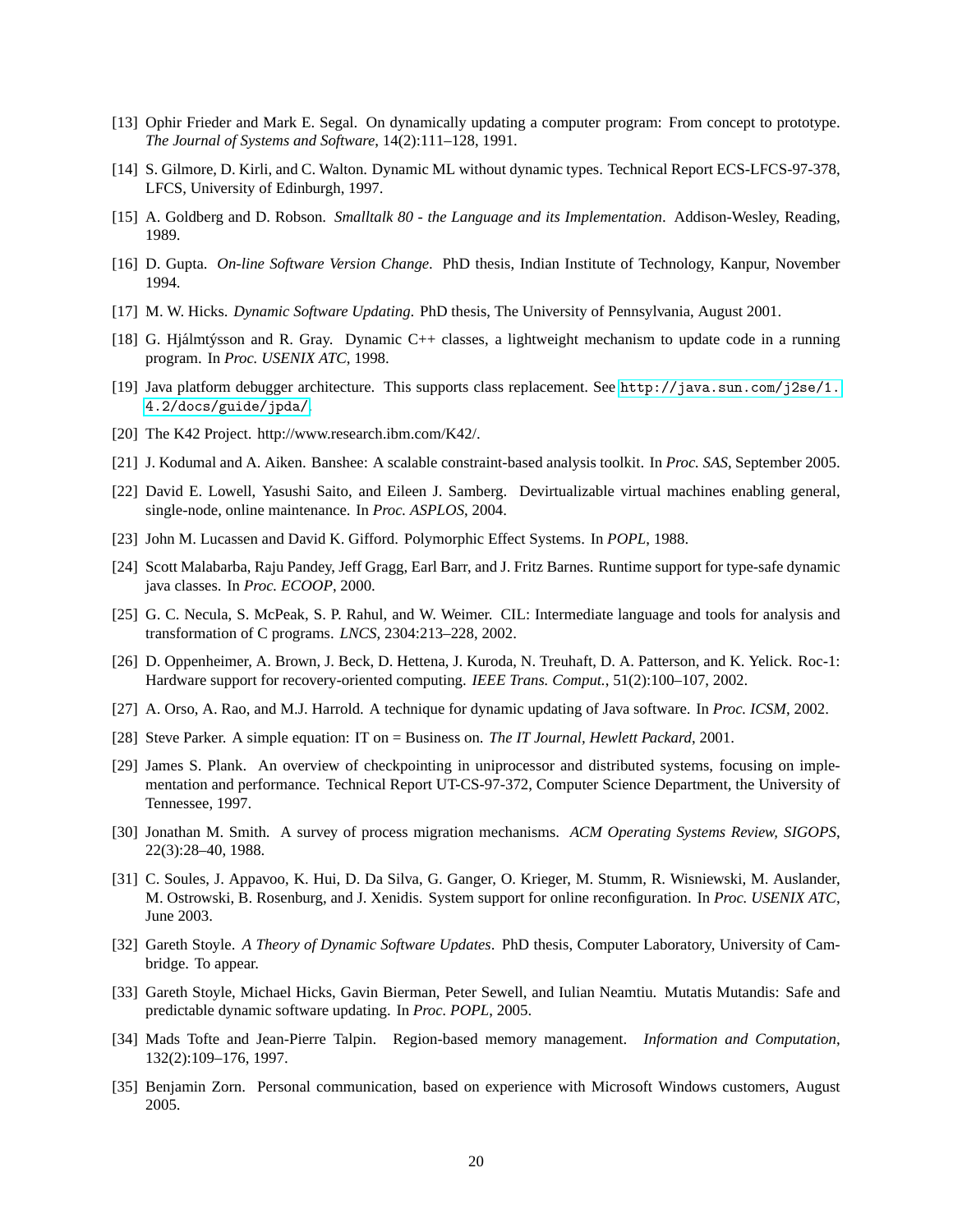[13] Ophir Frieder and Mark E. Segal. On dynamically updating a computer program: From concept to prototype. *The Journal of Systems and Software*, 14(2):111–128, 1991.

[14] S. Gilmore, D. Kirli, and C. Walton. Dynamic ML without dynamic types. Technical Report ECS-LFCS-97-378, LFCS, University of Edinburgh, 1997.

[15] A. Goldberg and D. Robson. *Smalltalk 80 - the Language and its Implementation*. Addison-Wesley, Reading, 1989.

[16] D. Gupta. *On-line Software Version Change*. PhD thesis, Indian Institute of Technology, Kanpur, November 1994.

[17] M. W. Hicks. *Dynamic Software Updating*. PhD thesis, The University of Pennsylvania, August 2001.

[18] G. Hjálmtýsson and R. Gray. Dynamic C++ classes, a lightweight mechanism to update code in a running program. In *Proc. USENIX ATC*, 1998.

[19] Java platform debugger architecture. This supports class replacement. See http://java.sun.com/j2se/1.4.2/docs/guide/jpda/.

[20] The K42 Project. http://www.research.ibm.com/K42/.

[21] J. Kodumal and A. Aiken. Banshee: A scalable constraint-based analysis toolkit. In *Proc. SAS*, September 2005.

[22] David E. Lowell, Yasushi Saito, and Eileen J. Samberg. Devirtualizable virtual machines enabling general, single-node, online maintenance. In *Proc. ASPLOS*, 2004.

[23] John M. Lucassen and David K. Gifford. Polymorphic Effect Systems. In *POPL*, 1988.

[24] Scott Malabarba, Raju Pandey, Jeff Gragg, Earl Barr, and J. Fritz Barnes. Runtime support for type-safe dynamic java classes. In *Proc. ECOOP*, 2000.

[25] G. C. Necula, S. McPeak, S. P. Rahul, and W. Weimer. CIL: Intermediate language and tools for analysis and transformation of C programs. *LNCS*, 2304:213–228, 2002.

[26] D. Oppenheimer, A. Brown, J. Beck, D. Hettena, J. Kuroda, N. Treuhaft, D. A. Patterson, and K. Yelick. Roc-1: Hardware support for recovery-oriented computing. *IEEE Trans. Comput.*, 51(2):100–107, 2002.

[27] A. Orso, A. Rao, and M.J. Harrold. A technique for dynamic updating of Java software. In *Proc. ICSM*, 2002.

[28] Steve Parker. A simple equation: IT on = Business on. *The IT Journal, Hewlett Packard*, 2001.

[29] James S. Plank. An overview of checkpointing in uniprocessor and distributed systems, focusing on implementation and performance. Technical Report UT-CS-97-372, Computer Science Department, the University of Tennessee, 1997.

[30] Jonathan M. Smith. A survey of process migration mechanisms. *ACM Operating Systems Review, SIGOPS*, 22(3):28–40, 1988.

[31] C. Soules, J. Appavoo, K. Hui, D. Da Silva, G. Ganger, O. Krieger, M. Stumm, R. Wisniewski, M. Auslander, M. Ostrowski, B. Rosenburg, and J. Xenidis. System support for online reconfiguration. In *Proc. USENIX ATC*, June 2003.

[32] Gareth Stoyle. *A Theory of Dynamic Software Updates*. PhD thesis, Computer Laboratory, University of Cambridge. To appear.

[33] Gareth Stoyle, Michael Hicks, Gavin Bierman, Peter Sewell, and Iulian Neamtiu. Mutatis Mutandis: Safe and predictable dynamic software updating. In *Proc. POPL*, 2005.

[34] Mads Tofte and Jean-Pierre Talpin. Region-based memory management. *Information and Computation*, 132(2):109–176, 1997.

[35] Benjamin Zorn. Personal communication, based on experience with Microsoft Windows customers, August 2005.